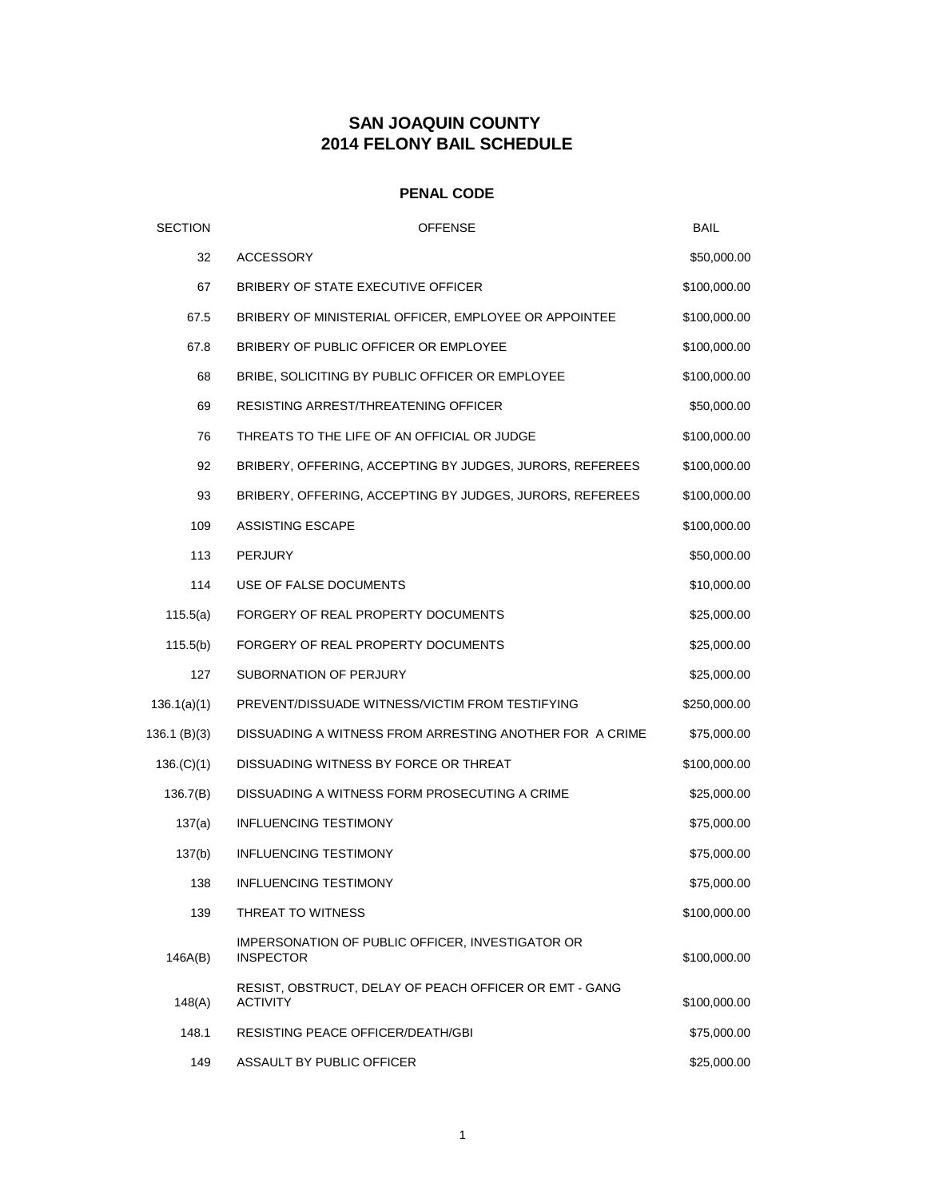# SAN JOAQUIN COUNTY
# 2014 FELONY BAIL SCHEDULE

## PENAL CODE

| SECTION | OFFENSE | BAIL |
|---|---|---|
| 32 | ACCESSORY | $50,000.00 |
| 67 | BRIBERY OF STATE EXECUTIVE OFFICER | $100,000.00 |
| 67.5 | BRIBERY OF MINISTERIAL OFFICER, EMPLOYEE OR APPOINTEE | $100,000.00 |
| 67.8 | BRIBERY OF PUBLIC OFFICER OR EMPLOYEE | $100,000.00 |
| 68 | BRIBE, SOLICITING BY PUBLIC OFFICER OR EMPLOYEE | $100,000.00 |
| 69 | RESISTING ARREST/THREATENING OFFICER | $50,000.00 |
| 76 | THREATS TO THE LIFE OF AN OFFICIAL OR JUDGE | $100,000.00 |
| 92 | BRIBERY, OFFERING, ACCEPTING BY JUDGES, JURORS, REFEREES | $100,000.00 |
| 93 | BRIBERY, OFFERING, ACCEPTING BY JUDGES, JURORS, REFEREES | $100,000.00 |
| 109 | ASSISTING ESCAPE | $100,000.00 |
| 113 | PERJURY | $50,000.00 |
| 114 | USE OF FALSE DOCUMENTS | $10,000.00 |
| 115.5(a) | FORGERY OF REAL PROPERTY DOCUMENTS | $25,000.00 |
| 115.5(b) | FORGERY OF REAL PROPERTY DOCUMENTS | $25,000.00 |
| 127 | SUBORNATION OF PERJURY | $25,000.00 |
| 136.1(a)(1) | PREVENT/DISSUADE WITNESS/VICTIM FROM TESTIFYING | $250,000.00 |
| 136.1 (B)(3) | DISSUADING A WITNESS FROM ARRESTING ANOTHER FOR A CRIME | $75,000.00 |
| 136.(C)(1) | DISSUADING WITNESS BY FORCE OR THREAT | $100,000.00 |
| 136.7(B) | DISSUADING A WITNESS FORM PROSECUTING A CRIME | $25,000.00 |
| 137(a) | INFLUENCING TESTIMONY | $75,000.00 |
| 137(b) | INFLUENCING TESTIMONY | $75,000.00 |
| 138 | INFLUENCING TESTIMONY | $75,000.00 |
| 139 | THREAT TO WITNESS | $100,000.00 |
| 146A(B) | IMPERSONATION OF PUBLIC OFFICER, INVESTIGATOR OR INSPECTOR | $100,000.00 |
| 148(A) | RESIST, OBSTRUCT, DELAY OF PEACH OFFICER OR EMT - GANG ACTIVITY | $100,000.00 |
| 148.1 | RESISTING PEACE OFFICER/DEATH/GBI | $75,000.00 |
| 149 | ASSAULT BY PUBLIC OFFICER | $25,000.00 |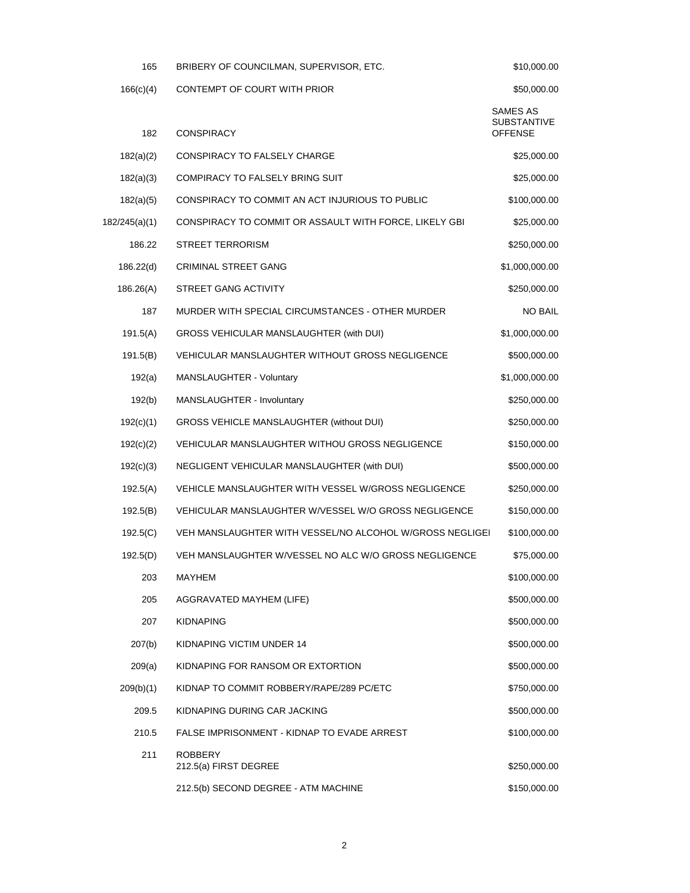| | | |
|---|---|---|
| 165 | BRIBERY OF COUNCILMAN, SUPERVISOR, ETC. | $10,000.00 |
| 166(c)(4) | CONTEMPT OF COURT WITH PRIOR | $50,000.00 |
| 182 | CONSPIRACY | SAMES AS SUBSTANTIVE OFFENSE |
| 182(a)(2) | CONSPIRACY TO FALSELY CHARGE | $25,000.00 |
| 182(a)(3) | COMPIRACY TO FALSELY BRING SUIT | $25,000.00 |
| 182(a)(5) | CONSPIRACY TO COMMIT AN ACT INJURIOUS TO PUBLIC | $100,000.00 |
| 182/245(a)(1) | CONSPIRACY TO COMMIT OR ASSAULT WITH FORCE, LIKELY GBI | $25,000.00 |
| 186.22 | STREET TERRORISM | $250,000.00 |
| 186.22(d) | CRIMINAL STREET GANG | $1,000,000.00 |
| 186.26(A) | STREET GANG ACTIVITY | $250,000.00 |
| 187 | MURDER WITH SPECIAL CIRCUMSTANCES - OTHER MURDER | NO BAIL |
| 191.5(A) | GROSS VEHICULAR MANSLAUGHTER (with DUI) | $1,000,000.00 |
| 191.5(B) | VEHICULAR MANSLAUGHTER WITHOUT GROSS NEGLIGENCE | $500,000.00 |
| 192(a) | MANSLAUGHTER - Voluntary | $1,000,000.00 |
| 192(b) | MANSLAUGHTER - Involuntary | $250,000.00 |
| 192(c)(1) | GROSS VEHICLE MANSLAUGHTER (without DUI) | $250,000.00 |
| 192(c)(2) | VEHICULAR MANSLAUGHTER WITHOU GROSS NEGLIGENCE | $150,000.00 |
| 192(c)(3) | NEGLIGENT VEHICULAR MANSLAUGHTER (with DUI) | $500,000.00 |
| 192.5(A) | VEHICLE MANSLAUGHTER WITH VESSEL W/GROSS NEGLIGENCE | $250,000.00 |
| 192.5(B) | VEHICULAR MANSLAUGHTER W/VESSEL W/O GROSS NEGLIGENCE | $150,000.00 |
| 192.5(C) | VEH MANSLAUGHTER WITH VESSEL/NO ALCOHOL W/GROSS NEGLIGEI | $100,000.00 |
| 192.5(D) | VEH MANSLAUGHTER W/VESSEL NO ALC W/O GROSS NEGLIGENCE | $75,000.00 |
| 203 | MAYHEM | $100,000.00 |
| 205 | AGGRAVATED MAYHEM (LIFE) | $500,000.00 |
| 207 | KIDNAPING | $500,000.00 |
| 207(b) | KIDNAPING VICTIM UNDER 14 | $500,000.00 |
| 209(a) | KIDNAPING FOR RANSOM OR EXTORTION | $500,000.00 |
| 209(b)(1) | KIDNAP TO COMMIT ROBBERY/RAPE/289 PC/ETC | $750,000.00 |
| 209.5 | KIDNAPING DURING CAR JACKING | $500,000.00 |
| 210.5 | FALSE IMPRISONMENT - KIDNAP TO EVADE ARREST | $100,000.00 |
| 211 | ROBBERY<br>212.5(a) FIRST DEGREE | $250,000.00 |
| | 212.5(b) SECOND DEGREE - ATM MACHINE | $150,000.00 |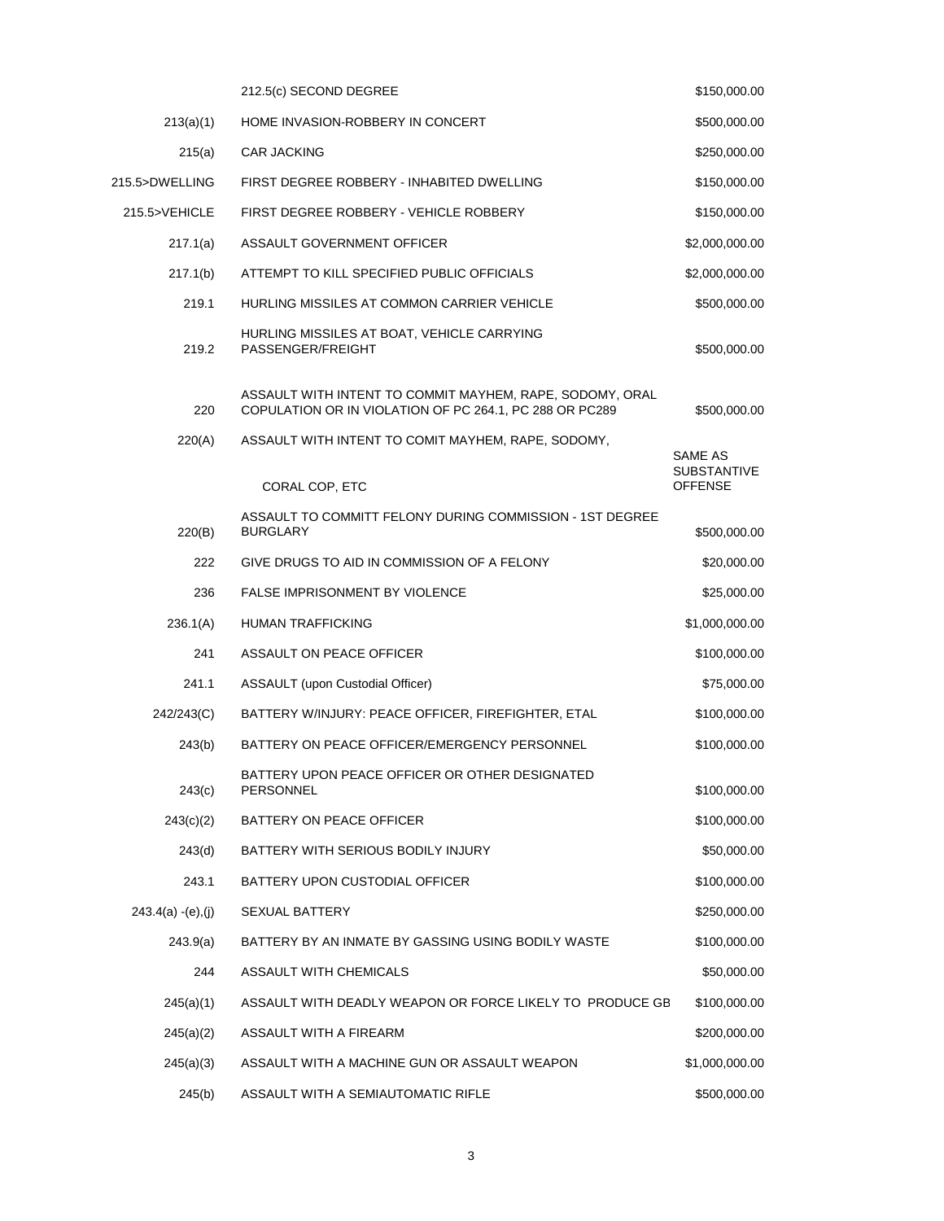| | | |
|---|---|---|
| | 212.5(c) SECOND DEGREE | $150,000.00 |
| 213(a)(1) | HOME INVASION-ROBBERY IN CONCERT | $500,000.00 |
| 215(a) | CAR JACKING | $250,000.00 |
| 215.5>DWELLING | FIRST DEGREE ROBBERY - INHABITED DWELLING | $150,000.00 |
| 215.5>VEHICLE | FIRST DEGREE ROBBERY - VEHICLE ROBBERY | $150,000.00 |
| 217.1(a) | ASSAULT GOVERNMENT OFFICER | $2,000,000.00 |
| 217.1(b) | ATTEMPT TO KILL SPECIFIED PUBLIC OFFICIALS | $2,000,000.00 |
| 219.1 | HURLING MISSILES AT COMMON CARRIER VEHICLE | $500,000.00 |
| 219.2 | HURLING MISSILES AT BOAT, VEHICLE CARRYING PASSENGER/FREIGHT | $500,000.00 |
| 220 | ASSAULT WITH INTENT TO COMMIT MAYHEM, RAPE, SODOMY, ORAL COPULATION OR IN VIOLATION OF PC 264.1, PC 288 OR PC289 | $500,000.00 |
| 220(A) | ASSAULT WITH INTENT TO COMIT MAYHEM, RAPE, SODOMY, CORAL COP, ETC | SAME AS SUBSTANTIVE OFFENSE |
| 220(B) | ASSAULT TO COMMITT FELONY DURING COMMISSION - 1ST DEGREE BURGLARY | $500,000.00 |
| 222 | GIVE DRUGS TO AID IN COMMISSION OF A FELONY | $20,000.00 |
| 236 | FALSE IMPRISONMENT BY VIOLENCE | $25,000.00 |
| 236.1(A) | HUMAN TRAFFICKING | $1,000,000.00 |
| 241 | ASSAULT ON PEACE OFFICER | $100,000.00 |
| 241.1 | ASSAULT (upon Custodial Officer) | $75,000.00 |
| 242/243(C) | BATTERY W/INJURY: PEACE OFFICER, FIREFIGHTER, ETAL | $100,000.00 |
| 243(b) | BATTERY ON PEACE OFFICER/EMERGENCY PERSONNEL | $100,000.00 |
| 243(c) | BATTERY UPON PEACE OFFICER OR OTHER DESIGNATED PERSONNEL | $100,000.00 |
| 243(c)(2) | BATTERY ON PEACE OFFICER | $100,000.00 |
| 243(d) | BATTERY WITH SERIOUS BODILY INJURY | $50,000.00 |
| 243.1 | BATTERY UPON CUSTODIAL OFFICER | $100,000.00 |
| 243.4(a) -(e),(j) | SEXUAL BATTERY | $250,000.00 |
| 243.9(a) | BATTERY BY AN INMATE BY GASSING USING BODILY WASTE | $100,000.00 |
| 244 | ASSAULT WITH CHEMICALS | $50,000.00 |
| 245(a)(1) | ASSAULT WITH DEADLY WEAPON OR FORCE LIKELY TO PRODUCE GB | $100,000.00 |
| 245(a)(2) | ASSAULT WITH A FIREARM | $200,000.00 |
| 245(a)(3) | ASSAULT WITH A MACHINE GUN OR ASSAULT WEAPON | $1,000,000.00 |
| 245(b) | ASSAULT WITH A SEMIAUTOMATIC RIFLE | $500,000.00 |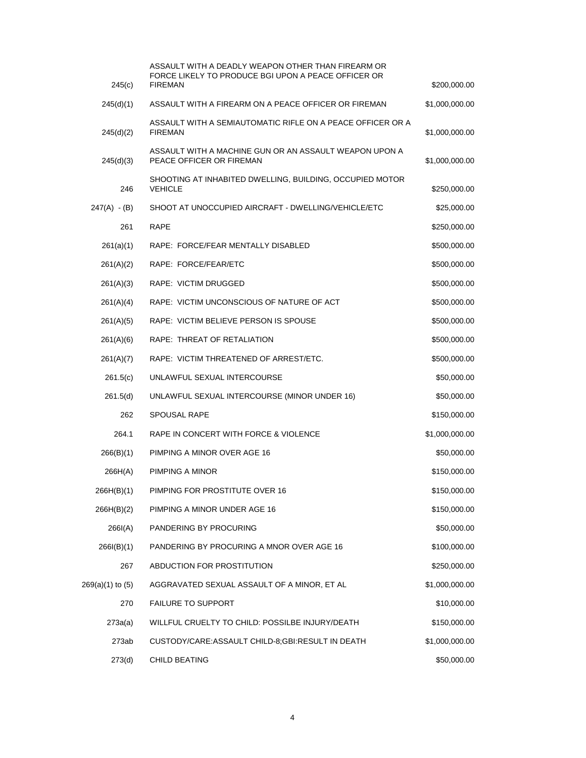| | | |
|---|---|---|
| 245(c) | ASSAULT WITH A DEADLY WEAPON OTHER THAN FIREARM OR FORCE LIKELY TO PRODUCE BGI UPON A PEACE OFFICER OR FIREMAN | $200,000.00 |
| 245(d)(1) | ASSAULT WITH A FIREARM ON A PEACE OFFICER OR FIREMAN | $1,000,000.00 |
| 245(d)(2) | ASSAULT WITH A SEMIAUTOMATIC RIFLE ON A PEACE OFFICER OR A FIREMAN | $1,000,000.00 |
| 245(d)(3) | ASSAULT WITH A MACHINE GUN OR AN ASSAULT WEAPON UPON A PEACE OFFICER OR FIREMAN | $1,000,000.00 |
| 246 | SHOOTING AT INHABITED DWELLING, BUILDING, OCCUPIED MOTOR VEHICLE | $250,000.00 |
| 247(A) - (B) | SHOOT AT UNOCCUPIED AIRCRAFT - DWELLING/VEHICLE/ETC | $25,000.00 |
| 261 | RAPE | $250,000.00 |
| 261(a)(1) | RAPE: FORCE/FEAR MENTALLY DISABLED | $500,000.00 |
| 261(A)(2) | RAPE: FORCE/FEAR/ETC | $500,000.00 |
| 261(A)(3) | RAPE: VICTIM DRUGGED | $500,000.00 |
| 261(A)(4) | RAPE: VICTIM UNCONSCIOUS OF NATURE OF ACT | $500,000.00 |
| 261(A)(5) | RAPE: VICTIM BELIEVE PERSON IS SPOUSE | $500,000.00 |
| 261(A)(6) | RAPE: THREAT OF RETALIATION | $500,000.00 |
| 261(A)(7) | RAPE: VICTIM THREATENED OF ARREST/ETC. | $500,000.00 |
| 261.5(c) | UNLAWFUL SEXUAL INTERCOURSE | $50,000.00 |
| 261.5(d) | UNLAWFUL SEXUAL INTERCOURSE (MINOR UNDER 16) | $50,000.00 |
| 262 | SPOUSAL RAPE | $150,000.00 |
| 264.1 | RAPE IN CONCERT WITH FORCE & VIOLENCE | $1,000,000.00 |
| 266(B)(1) | PIMPING A MINOR OVER AGE 16 | $50,000.00 |
| 266H(A) | PIMPING A MINOR | $150,000.00 |
| 266H(B)(1) | PIMPING FOR PROSTITUTE OVER 16 | $150,000.00 |
| 266H(B)(2) | PIMPING A MINOR UNDER AGE 16 | $150,000.00 |
| 266I(A) | PANDERING BY PROCURING | $50,000.00 |
| 266I(B)(1) | PANDERING BY PROCURING A MNOR OVER AGE 16 | $100,000.00 |
| 267 | ABDUCTION FOR PROSTITUTION | $250,000.00 |
| 269(a)(1) to (5) | AGGRAVATED SEXUAL ASSAULT OF A MINOR, ET AL | $1,000,000.00 |
| 270 | FAILURE TO SUPPORT | $10,000.00 |
| 273a(a) | WILLFUL CRUELTY TO CHILD: POSSILBE INJURY/DEATH | $150,000.00 |
| 273ab | CUSTODY/CARE:ASSAULT CHILD-8;GBI:RESULT IN DEATH | $1,000,000.00 |
| 273(d) | CHILD BEATING | $50,000.00 |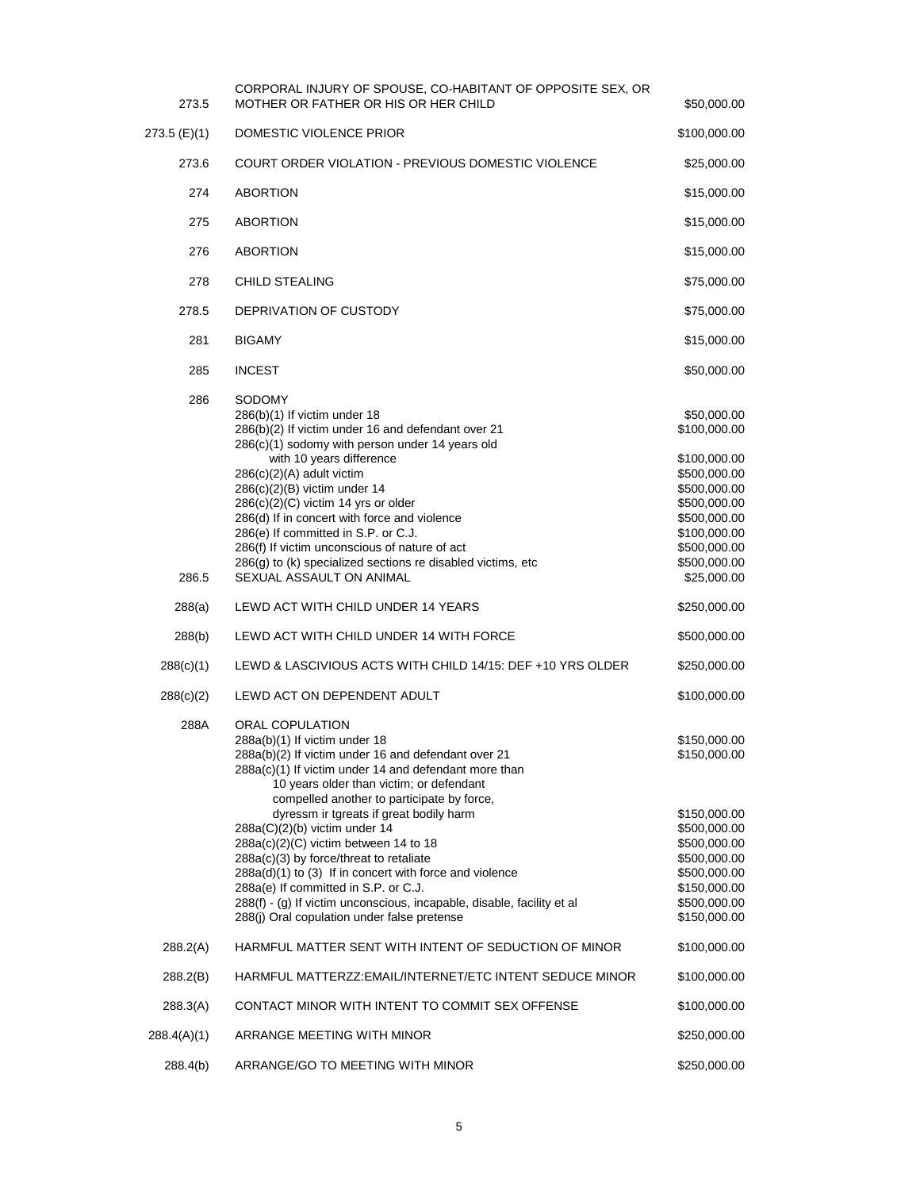| | | |
|---|---|---|
| 273.5 | CORPORAL INJURY OF SPOUSE, CO-HABITANT OF OPPOSITE SEX, OR MOTHER OR FATHER OR HIS OR HER CHILD | $50,000.00 |
| 273.5 (E)(1) | DOMESTIC VIOLENCE PRIOR | $100,000.00 |
| 273.6 | COURT ORDER VIOLATION - PREVIOUS DOMESTIC VIOLENCE | $25,000.00 |
| 274 | ABORTION | $15,000.00 |
| 275 | ABORTION | $15,000.00 |
| 276 | ABORTION | $15,000.00 |
| 278 | CHILD STEALING | $75,000.00 |
| 278.5 | DEPRIVATION OF CUSTODY | $75,000.00 |
| 281 | BIGAMY | $15,000.00 |
| 285 | INCEST | $50,000.00 |
| 286 | SODOMY | |
| | 286(b)(1) If victim under 18 | $50,000.00 |
| | 286(b)(2) If victim under 16 and defendant over 21 | $100,000.00 |
| | 286(c)(1) sodomy with person under 14 years old with 10 years difference | $100,000.00 |
| | 286(c)(2)(A) adult victim | $500,000.00 |
| | 286(c)(2)(B) victim under 14 | $500,000.00 |
| | 286(c)(2)(C) victim 14 yrs or older | $500,000.00 |
| | 286(d) If in concert with force and violence | $500,000.00 |
| | 286(e) If committed in S.P. or C.J. | $100,000.00 |
| | 286(f) If victim unconscious of nature of act | $500,000.00 |
| | 286(g) to (k) specialized sections re disabled victims, etc | $500,000.00 |
| 286.5 | SEXUAL ASSAULT ON ANIMAL | $25,000.00 |
| 288(a) | LEWD ACT WITH CHILD UNDER 14 YEARS | $250,000.00 |
| 288(b) | LEWD ACT WITH CHILD UNDER 14 WITH FORCE | $500,000.00 |
| 288(c)(1) | LEWD & LASCIVIOUS ACTS WITH CHILD 14/15: DEF +10 YRS OLDER | $250,000.00 |
| 288(c)(2) | LEWD ACT ON DEPENDENT ADULT | $100,000.00 |
| 288A | ORAL COPULATION | |
| | 288a(b)(1) If victim under 18 | $150,000.00 |
| | 288a(b)(2) If victim under 16 and defendant over 21 | $150,000.00 |
| | 288a(c)(1) If victim under 14 and defendant more than 10 years older than victim; or defendant compelled another to participate by force, dyressm ir tgreats if great bodily harm | $150,000.00 |
| | 288a(C)(2)(b) victim under 14 | $500,000.00 |
| | 288a(c)(2)(C) victim between 14 to 18 | $500,000.00 |
| | 288a(c)(3) by force/threat to retaliate | $500,000.00 |
| | 288a(d)(1) to (3) If in concert with force and violence | $500,000.00 |
| | 288a(e) If committed in S.P. or C.J. | $150,000.00 |
| | 288(f) - (g) If victim unconscious, incapable, disable, facility et al | $500,000.00 |
| | 288(j) Oral copulation under false pretense | $150,000.00 |
| 288.2(A) | HARMFUL MATTER SENT WITH INTENT OF SEDUCTION OF MINOR | $100,000.00 |
| 288.2(B) | HARMFUL MATTERZZ:EMAIL/INTERNET/ETC INTENT SEDUCE MINOR | $100,000.00 |
| 288.3(A) | CONTACT MINOR WITH INTENT TO COMMIT SEX OFFENSE | $100,000.00 |
| 288.4(A)(1) | ARRANGE MEETING WITH MINOR | $250,000.00 |
| 288.4(b) | ARRANGE/GO TO MEETING WITH MINOR | $250,000.00 |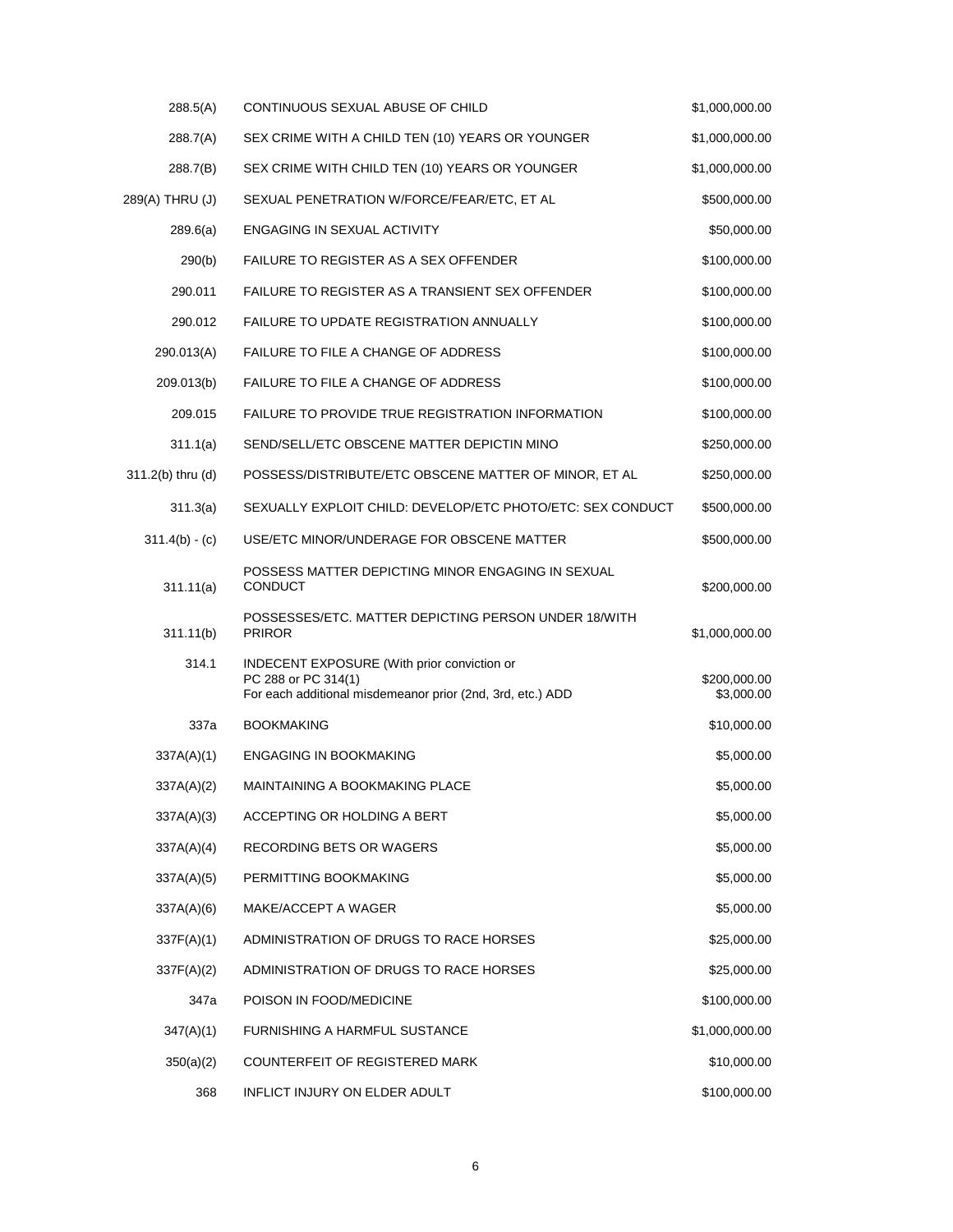| | | |
|---|---|---|
| 288.5(A) | CONTINUOUS SEXUAL ABUSE OF CHILD | $1,000,000.00 |
| 288.7(A) | SEX CRIME WITH A CHILD TEN (10) YEARS OR YOUNGER | $1,000,000.00 |
| 288.7(B) | SEX CRIME WITH CHILD TEN (10) YEARS OR YOUNGER | $1,000,000.00 |
| 289(A) THRU (J) | SEXUAL PENETRATION W/FORCE/FEAR/ETC, ET AL | $500,000.00 |
| 289.6(a) | ENGAGING IN SEXUAL ACTIVITY | $50,000.00 |
| 290(b) | FAILURE TO REGISTER AS A SEX OFFENDER | $100,000.00 |
| 290.011 | FAILURE TO REGISTER AS A TRANSIENT SEX OFFENDER | $100,000.00 |
| 290.012 | FAILURE TO UPDATE REGISTRATION ANNUALLY | $100,000.00 |
| 290.013(A) | FAILURE TO FILE A CHANGE OF ADDRESS | $100,000.00 |
| 209.013(b) | FAILURE TO FILE A CHANGE OF ADDRESS | $100,000.00 |
| 209.015 | FAILURE TO PROVIDE TRUE REGISTRATION INFORMATION | $100,000.00 |
| 311.1(a) | SEND/SELL/ETC OBSCENE MATTER DEPICTIN MINO | $250,000.00 |
| 311.2(b) thru (d) | POSSESS/DISTRIBUTE/ETC OBSCENE MATTER OF MINOR, ET AL | $250,000.00 |
| 311.3(a) | SEXUALLY EXPLOIT CHILD: DEVELOP/ETC PHOTO/ETC: SEX CONDUCT | $500,000.00 |
| 311.4(b) - (c) | USE/ETC MINOR/UNDERAGE FOR OBSCENE MATTER | $500,000.00 |
| 311.11(a) | POSSESS MATTER DEPICTING MINOR ENGAGING IN SEXUAL CONDUCT | $200,000.00 |
| 311.11(b) | POSSESSES/ETC. MATTER DEPICTING PERSON UNDER 18/WITH PRIROR | $1,000,000.00 |
| 314.1 | INDECENT EXPOSURE (With prior conviction or PC 288 or PC 314(1)<br>For each additional misdemeanor prior (2nd, 3rd, etc.) ADD | $200,000.00<br>$3,000.00 |
| 337a | BOOKMAKING | $10,000.00 |
| 337A(A)(1) | ENGAGING IN BOOKMAKING | $5,000.00 |
| 337A(A)(2) | MAINTAINING A BOOKMAKING PLACE | $5,000.00 |
| 337A(A)(3) | ACCEPTING OR HOLDING A BERT | $5,000.00 |
| 337A(A)(4) | RECORDING BETS OR WAGERS | $5,000.00 |
| 337A(A)(5) | PERMITTING BOOKMAKING | $5,000.00 |
| 337A(A)(6) | MAKE/ACCEPT A WAGER | $5,000.00 |
| 337F(A)(1) | ADMINISTRATION OF DRUGS TO RACE HORSES | $25,000.00 |
| 337F(A)(2) | ADMINISTRATION OF DRUGS TO RACE HORSES | $25,000.00 |
| 347a | POISON IN FOOD/MEDICINE | $100,000.00 |
| 347(A)(1) | FURNISHING A HARMFUL SUSTANCE | $1,000,000.00 |
| 350(a)(2) | COUNTERFEIT OF REGISTERED MARK | $10,000.00 |
| 368 | INFLICT INJURY ON ELDER ADULT | $100,000.00 |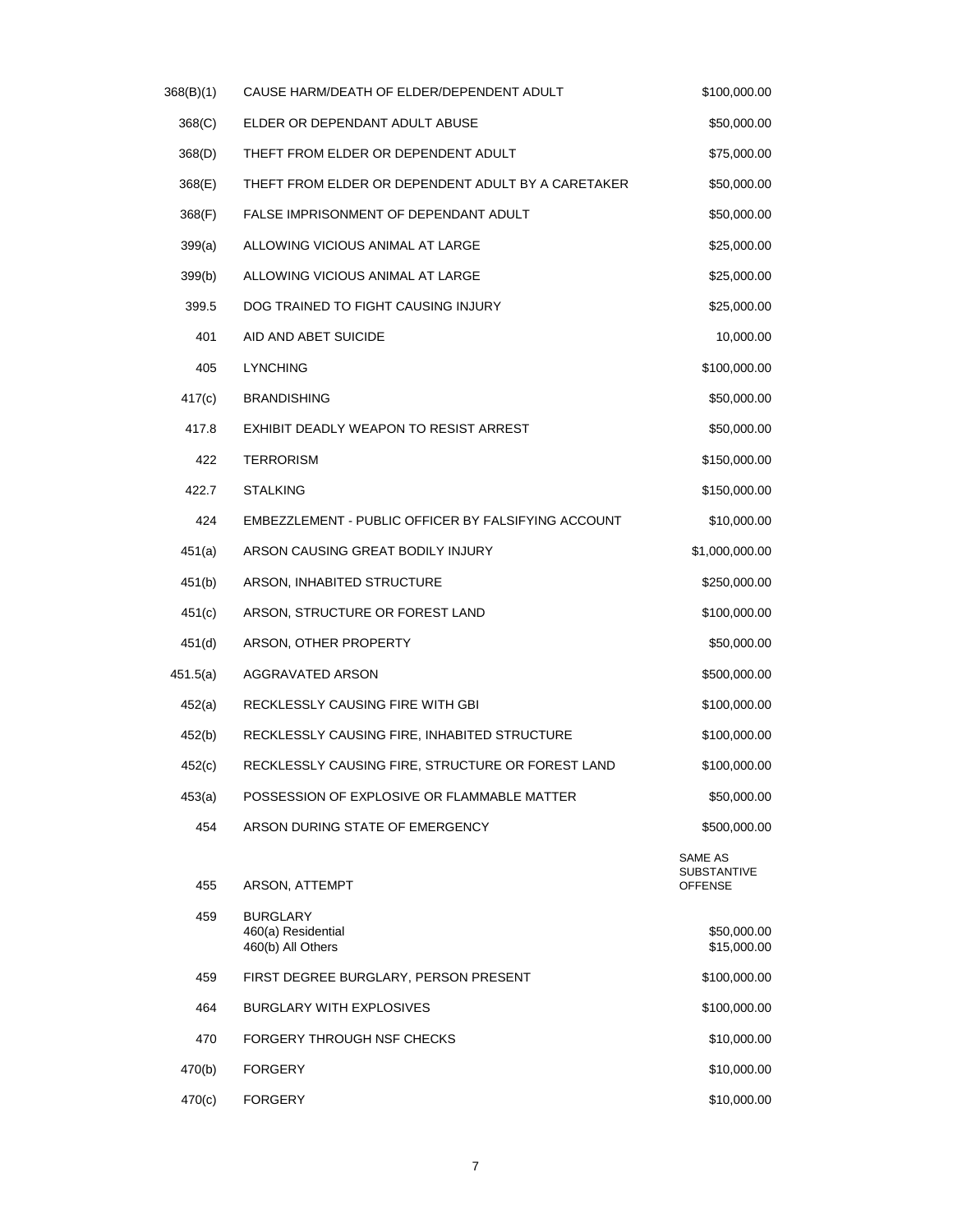| | | |
|---|---|---|
| 368(B)(1) | CAUSE HARM/DEATH OF ELDER/DEPENDENT ADULT | $100,000.00 |
| 368(C) | ELDER OR DEPENDANT ADULT ABUSE | $50,000.00 |
| 368(D) | THEFT FROM ELDER OR DEPENDENT ADULT | $75,000.00 |
| 368(E) | THEFT FROM ELDER OR DEPENDENT ADULT BY A CARETAKER | $50,000.00 |
| 368(F) | FALSE IMPRISONMENT OF DEPENDANT ADULT | $50,000.00 |
| 399(a) | ALLOWING VICIOUS ANIMAL AT LARGE | $25,000.00 |
| 399(b) | ALLOWING VICIOUS ANIMAL AT LARGE | $25,000.00 |
| 399.5 | DOG TRAINED TO FIGHT CAUSING INJURY | $25,000.00 |
| 401 | AID AND ABET SUICIDE | 10,000.00 |
| 405 | LYNCHING | $100,000.00 |
| 417(c) | BRANDISHING | $50,000.00 |
| 417.8 | EXHIBIT DEADLY WEAPON TO RESIST ARREST | $50,000.00 |
| 422 | TERRORISM | $150,000.00 |
| 422.7 | STALKING | $150,000.00 |
| 424 | EMBEZZLEMENT - PUBLIC OFFICER BY FALSIFYING ACCOUNT | $10,000.00 |
| 451(a) | ARSON CAUSING GREAT BODILY INJURY | $1,000,000.00 |
| 451(b) | ARSON, INHABITED STRUCTURE | $250,000.00 |
| 451(c) | ARSON, STRUCTURE OR FOREST LAND | $100,000.00 |
| 451(d) | ARSON, OTHER PROPERTY | $50,000.00 |
| 451.5(a) | AGGRAVATED ARSON | $500,000.00 |
| 452(a) | RECKLESSLY CAUSING FIRE WITH GBI | $100,000.00 |
| 452(b) | RECKLESSLY CAUSING FIRE, INHABITED STRUCTURE | $100,000.00 |
| 452(c) | RECKLESSLY CAUSING FIRE, STRUCTURE OR FOREST LAND | $100,000.00 |
| 453(a) | POSSESSION OF EXPLOSIVE OR FLAMMABLE MATTER | $50,000.00 |
| 454 | ARSON DURING STATE OF EMERGENCY | $500,000.00 |
| 455 | ARSON, ATTEMPT | SAME AS SUBSTANTIVE OFFENSE |
| 459 | BURGLARY<br>460(a) Residential<br>460(b) All Others | <br>$50,000.00<br>$15,000.00 |
| 459 | FIRST DEGREE BURGLARY, PERSON PRESENT | $100,000.00 |
| 464 | BURGLARY WITH EXPLOSIVES | $100,000.00 |
| 470 | FORGERY THROUGH NSF CHECKS | $10,000.00 |
| 470(b) | FORGERY | $10,000.00 |
| 470(c) | FORGERY | $10,000.00 |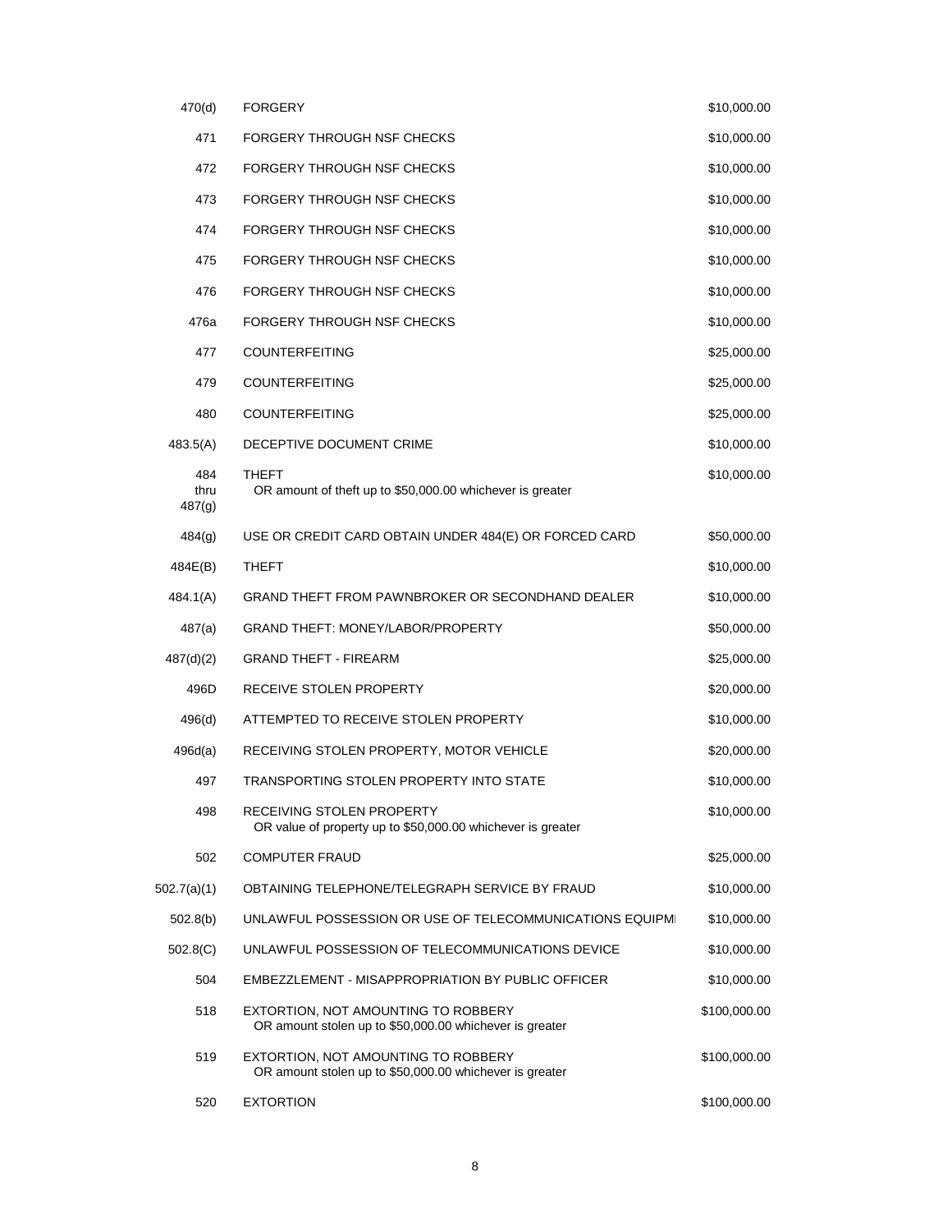| | | |
|---|---|---|
| 470(d) | FORGERY | $10,000.00 |
| 471 | FORGERY THROUGH NSF CHECKS | $10,000.00 |
| 472 | FORGERY THROUGH NSF CHECKS | $10,000.00 |
| 473 | FORGERY THROUGH NSF CHECKS | $10,000.00 |
| 474 | FORGERY THROUGH NSF CHECKS | $10,000.00 |
| 475 | FORGERY THROUGH NSF CHECKS | $10,000.00 |
| 476 | FORGERY THROUGH NSF CHECKS | $10,000.00 |
| 476a | FORGERY THROUGH NSF CHECKS | $10,000.00 |
| 477 | COUNTERFEITING | $25,000.00 |
| 479 | COUNTERFEITING | $25,000.00 |
| 480 | COUNTERFEITING | $25,000.00 |
| 483.5(A) | DECEPTIVE DOCUMENT CRIME | $10,000.00 |
| 484 thru 487(g) | THEFT<br>OR amount of theft up to $50,000.00 whichever is greater | $10,000.00 |
| 484(g) | USE OR CREDIT CARD OBTAIN UNDER 484(E) OR FORCED CARD | $50,000.00 |
| 484E(B) | THEFT | $10,000.00 |
| 484.1(A) | GRAND THEFT FROM PAWNBROKER OR SECONDHAND DEALER | $10,000.00 |
| 487(a) | GRAND THEFT: MONEY/LABOR/PROPERTY | $50,000.00 |
| 487(d)(2) | GRAND THEFT - FIREARM | $25,000.00 |
| 496D | RECEIVE STOLEN PROPERTY | $20,000.00 |
| 496(d) | ATTEMPTED TO RECEIVE STOLEN PROPERTY | $10,000.00 |
| 496d(a) | RECEIVING STOLEN PROPERTY, MOTOR VEHICLE | $20,000.00 |
| 497 | TRANSPORTING STOLEN PROPERTY INTO STATE | $10,000.00 |
| 498 | RECEIVING STOLEN PROPERTY<br>OR value of property up to $50,000.00 whichever is greater | $10,000.00 |
| 502 | COMPUTER FRAUD | $25,000.00 |
| 502.7(a)(1) | OBTAINING TELEPHONE/TELEGRAPH SERVICE BY FRAUD | $10,000.00 |
| 502.8(b) | UNLAWFUL POSSESSION OR USE OF TELECOMMUNICATIONS EQUIPM | $10,000.00 |
| 502.8(C) | UNLAWFUL POSSESSION OF TELECOMMUNICATIONS DEVICE | $10,000.00 |
| 504 | EMBEZZLEMENT - MISAPPROPRIATION BY PUBLIC OFFICER | $10,000.00 |
| 518 | EXTORTION, NOT AMOUNTING TO ROBBERY<br>OR amount stolen up to $50,000.00 whichever is greater | $100,000.00 |
| 519 | EXTORTION, NOT AMOUNTING TO ROBBERY<br>OR amount stolen up to $50,000.00 whichever is greater | $100,000.00 |
| 520 | EXTORTION | $100,000.00 |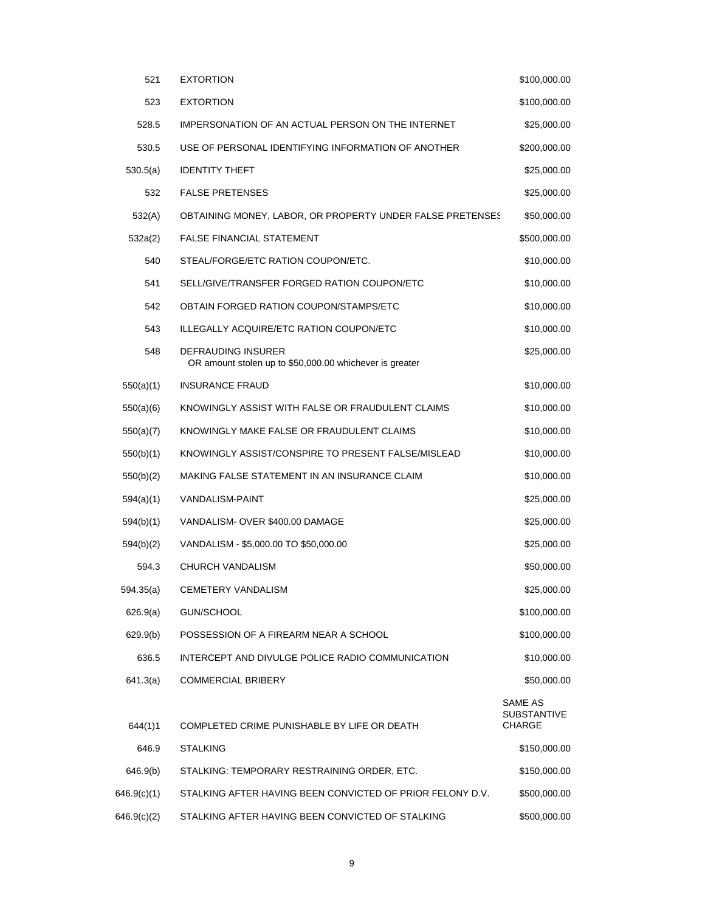| | | |
|---|---|---|
| 521 | EXTORTION | $100,000.00 |
| 523 | EXTORTION | $100,000.00 |
| 528.5 | IMPERSONATION OF AN ACTUAL PERSON ON THE INTERNET | $25,000.00 |
| 530.5 | USE OF PERSONAL IDENTIFYING INFORMATION OF ANOTHER | $200,000.00 |
| 530.5(a) | IDENTITY THEFT | $25,000.00 |
| 532 | FALSE PRETENSES | $25,000.00 |
| 532(A) | OBTAINING MONEY, LABOR, OR PROPERTY UNDER FALSE PRETENSES | $50,000.00 |
| 532a(2) | FALSE FINANCIAL STATEMENT | $500,000.00 |
| 540 | STEAL/FORGE/ETC RATION COUPON/ETC. | $10,000.00 |
| 541 | SELL/GIVE/TRANSFER FORGED RATION COUPON/ETC | $10,000.00 |
| 542 | OBTAIN FORGED RATION COUPON/STAMPS/ETC | $10,000.00 |
| 543 | ILLEGALLY ACQUIRE/ETC RATION COUPON/ETC | $10,000.00 |
| 548 | DEFRAUDING INSURER<br>OR amount stolen up to $50,000.00 whichever is greater | $25,000.00 |
| 550(a)(1) | INSURANCE FRAUD | $10,000.00 |
| 550(a)(6) | KNOWINGLY ASSIST WITH FALSE OR FRAUDULENT CLAIMS | $10,000.00 |
| 550(a)(7) | KNOWINGLY MAKE FALSE OR FRAUDULENT CLAIMS | $10,000.00 |
| 550(b)(1) | KNOWINGLY ASSIST/CONSPIRE TO PRESENT FALSE/MISLEAD | $10,000.00 |
| 550(b)(2) | MAKING FALSE STATEMENT IN AN INSURANCE CLAIM | $10,000.00 |
| 594(a)(1) | VANDALISM-PAINT | $25,000.00 |
| 594(b)(1) | VANDALISM- OVER $400.00 DAMAGE | $25,000.00 |
| 594(b)(2) | VANDALISM - $5,000.00 TO $50,000.00 | $25,000.00 |
| 594.3 | CHURCH VANDALISM | $50,000.00 |
| 594.35(a) | CEMETERY VANDALISM | $25,000.00 |
| 626.9(a) | GUN/SCHOOL | $100,000.00 |
| 629.9(b) | POSSESSION OF A FIREARM NEAR A SCHOOL | $100,000.00 |
| 636.5 | INTERCEPT AND DIVULGE POLICE RADIO COMMUNICATION | $10,000.00 |
| 641.3(a) | COMMERCIAL BRIBERY | $50,000.00 |
| 644(1)1 | COMPLETED CRIME PUNISHABLE BY LIFE OR DEATH | SAME AS SUBSTANTIVE CHARGE |
| 646.9 | STALKING | $150,000.00 |
| 646.9(b) | STALKING: TEMPORARY RESTRAINING ORDER, ETC. | $150,000.00 |
| 646.9(c)(1) | STALKING AFTER HAVING BEEN CONVICTED OF PRIOR FELONY D.V. | $500,000.00 |
| 646.9(c)(2) | STALKING AFTER HAVING BEEN CONVICTED OF STALKING | $500,000.00 |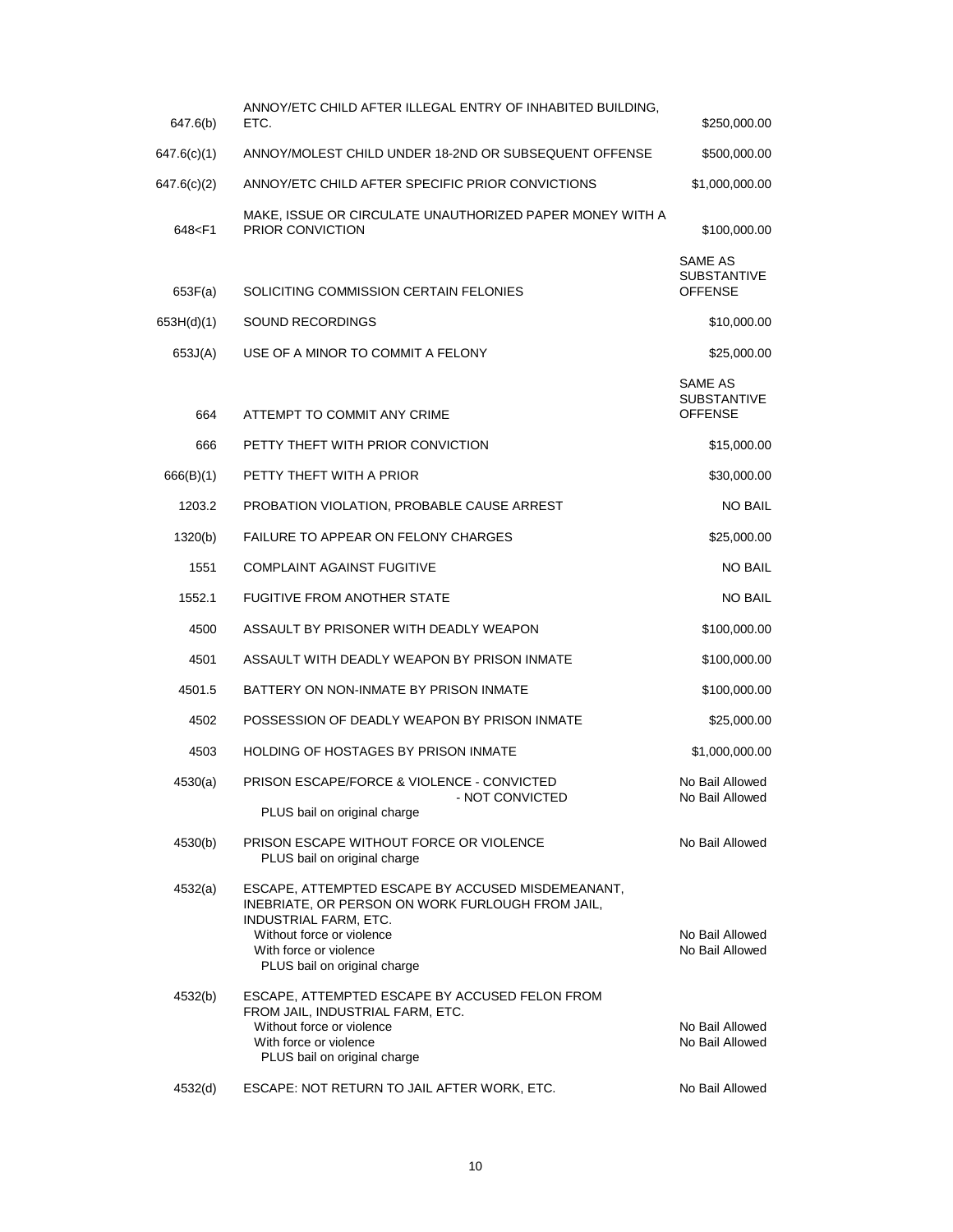| | | |
|---|---|---|
| 647.6(b) | ANNOY/ETC CHILD AFTER ILLEGAL ENTRY OF INHABITED BUILDING, ETC. | $250,000.00 |
| 647.6(c)(1) | ANNOY/MOLEST CHILD UNDER 18-2ND OR SUBSEQUENT OFFENSE | $500,000.00 |
| 647.6(c)(2) | ANNOY/ETC CHILD AFTER SPECIFIC PRIOR CONVICTIONS | $1,000,000.00 |
| 648<F1 | MAKE, ISSUE OR CIRCULATE UNAUTHORIZED PAPER MONEY WITH A PRIOR CONVICTION | $100,000.00 |
| 653F(a) | SOLICITING COMMISSION CERTAIN FELONIES | SAME AS SUBSTANTIVE OFFENSE |
| 653H(d)(1) | SOUND RECORDINGS | $10,000.00 |
| 653J(A) | USE OF A MINOR TO COMMIT A FELONY | $25,000.00 |
| 664 | ATTEMPT TO COMMIT ANY CRIME | SAME AS SUBSTANTIVE OFFENSE |
| 666 | PETTY THEFT WITH PRIOR CONVICTION | $15,000.00 |
| 666(B)(1) | PETTY THEFT WITH A PRIOR | $30,000.00 |
| 1203.2 | PROBATION VIOLATION, PROBABLE CAUSE ARREST | NO BAIL |
| 1320(b) | FAILURE TO APPEAR ON FELONY CHARGES | $25,000.00 |
| 1551 | COMPLAINT AGAINST FUGITIVE | NO BAIL |
| 1552.1 | FUGITIVE FROM ANOTHER STATE | NO BAIL |
| 4500 | ASSAULT BY PRISONER WITH DEADLY WEAPON | $100,000.00 |
| 4501 | ASSAULT WITH DEADLY WEAPON BY PRISON INMATE | $100,000.00 |
| 4501.5 | BATTERY ON NON-INMATE BY PRISON INMATE | $100,000.00 |
| 4502 | POSSESSION OF DEADLY WEAPON BY PRISON INMATE | $25,000.00 |
| 4503 | HOLDING OF HOSTAGES BY PRISON INMATE | $1,000,000.00 |
| 4530(a) | PRISON ESCAPE/FORCE & VIOLENCE - CONVICTED | No Bail Allowed |
| | - NOT CONVICTED | No Bail Allowed |
| | PLUS bail on original charge | |
| 4530(b) | PRISON ESCAPE WITHOUT FORCE OR VIOLENCE | No Bail Allowed |
| | PLUS bail on original charge | |
| 4532(a) | ESCAPE, ATTEMPTED ESCAPE BY ACCUSED MISDEMEANANT, INEBRIATE, OR PERSON ON WORK FURLOUGH FROM JAIL, INDUSTRIAL FARM, ETC. | |
| | Without force or violence | No Bail Allowed |
| | With force or violence | No Bail Allowed |
| | PLUS bail on original charge | |
| 4532(b) | ESCAPE, ATTEMPTED ESCAPE BY ACCUSED FELON FROM FROM JAIL, INDUSTRIAL FARM, ETC. | |
| | Without force or violence | No Bail Allowed |
| | With force or violence | No Bail Allowed |
| | PLUS bail on original charge | |
| 4532(d) | ESCAPE: NOT RETURN TO JAIL AFTER WORK, ETC. | No Bail Allowed |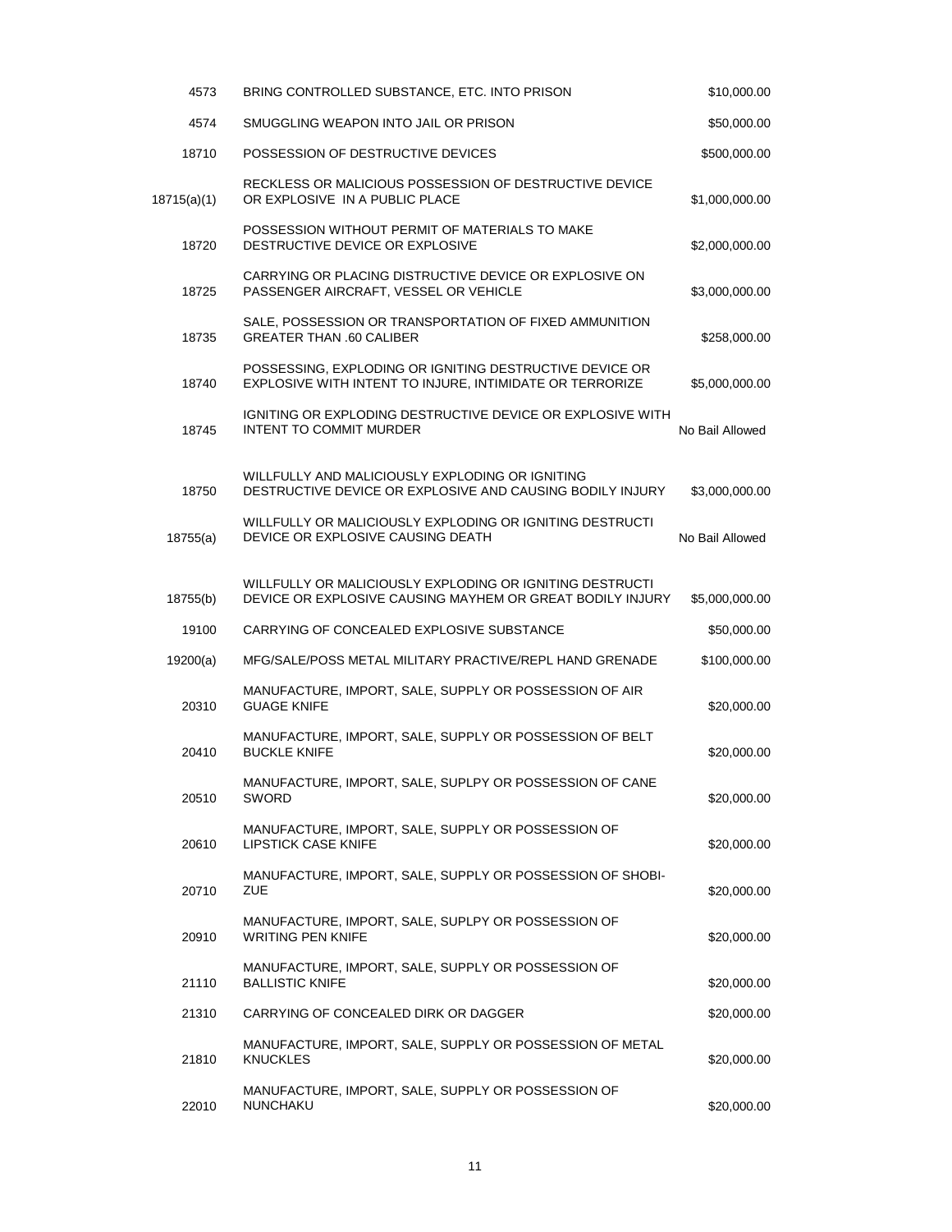| | | |
|---|---|---|
| 4573 | BRING CONTROLLED SUBSTANCE, ETC. INTO PRISON | $10,000.00 |
| 4574 | SMUGGLING WEAPON INTO JAIL OR PRISON | $50,000.00 |
| 18710 | POSSESSION OF DESTRUCTIVE DEVICES | $500,000.00 |
| 18715(a)(1) | RECKLESS OR MALICIOUS POSSESSION OF DESTRUCTIVE DEVICE OR EXPLOSIVE IN A PUBLIC PLACE | $1,000,000.00 |
| 18720 | POSSESSION WITHOUT PERMIT OF MATERIALS TO MAKE DESTRUCTIVE DEVICE OR EXPLOSIVE | $2,000,000.00 |
| 18725 | CARRYING OR PLACING DISTRUCTIVE DEVICE OR EXPLOSIVE ON PASSENGER AIRCRAFT, VESSEL OR VEHICLE | $3,000,000.00 |
| 18735 | SALE, POSSESSION OR TRANSPORTATION OF FIXED AMMUNITION GREATER THAN .60 CALIBER | $258,000.00 |
| 18740 | POSSESSING, EXPLODING OR IGNITING DESTRUCTIVE DEVICE OR EXPLOSIVE WITH INTENT TO INJURE, INTIMIDATE OR TERRORIZE | $5,000,000.00 |
| 18745 | IGNITING OR EXPLODING DESTRUCTIVE DEVICE OR EXPLOSIVE WITH INTENT TO COMMIT MURDER | No Bail Allowed |
| 18750 | WILLFULLY AND MALICIOUSLY EXPLODING OR IGNITING DESTRUCTIVE DEVICE OR EXPLOSIVE AND CAUSING BODILY INJURY | $3,000,000.00 |
| 18755(a) | WILLFULLY OR MALICIOUSLY EXPLODING OR IGNITING DESTRUCTI DEVICE OR EXPLOSIVE CAUSING DEATH | No Bail Allowed |
| 18755(b) | WILLFULLY OR MALICIOUSLY EXPLODING OR IGNITING DESTRUCTI DEVICE OR EXPLOSIVE CAUSING MAYHEM OR GREAT BODILY INJURY | $5,000,000.00 |
| 19100 | CARRYING OF CONCEALED EXPLOSIVE SUBSTANCE | $50,000.00 |
| 19200(a) | MFG/SALE/POSS METAL MILITARY PRACTIVE/REPL HAND GRENADE | $100,000.00 |
| 20310 | MANUFACTURE, IMPORT, SALE, SUPPLY OR POSSESSION OF AIR GUAGE KNIFE | $20,000.00 |
| 20410 | MANUFACTURE, IMPORT, SALE, SUPPLY OR POSSESSION OF BELT BUCKLE KNIFE | $20,000.00 |
| 20510 | MANUFACTURE, IMPORT, SALE, SUPLPY OR POSSESSION OF CANE SWORD | $20,000.00 |
| 20610 | MANUFACTURE, IMPORT, SALE, SUPPLY OR POSSESSION OF LIPSTICK CASE KNIFE | $20,000.00 |
| 20710 | MANUFACTURE, IMPORT, SALE, SUPPLY OR POSSESSION OF SHOBI-ZUE | $20,000.00 |
| 20910 | MANUFACTURE, IMPORT, SALE, SUPLPY OR POSSESSION OF WRITING PEN KNIFE | $20,000.00 |
| 21110 | MANUFACTURE, IMPORT, SALE, SUPPLY OR POSSESSION OF BALLISTIC KNIFE | $20,000.00 |
| 21310 | CARRYING OF CONCEALED DIRK OR DAGGER | $20,000.00 |
| 21810 | MANUFACTURE, IMPORT, SALE, SUPPLY OR POSSESSION OF METAL KNUCKLES | $20,000.00 |
| 22010 | MANUFACTURE, IMPORT, SALE, SUPPLY OR POSSESSION OF NUNCHAKU | $20,000.00 |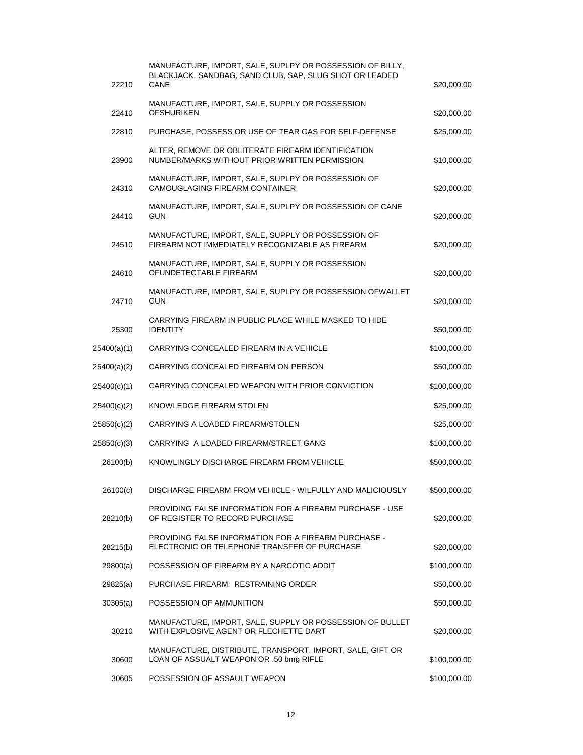| | | |
|---|---|---|
| 22210 | MANUFACTURE, IMPORT, SALE, SUPLPY OR POSSESSION OF BILLY, BLACKJACK, SANDBAG, SAND CLUB, SAP, SLUG SHOT OR LEADED CANE | $20,000.00 |
| 22410 | MANUFACTURE, IMPORT, SALE, SUPPLY OR POSSESSION OFSHURIKEN | $20,000.00 |
| 22810 | PURCHASE, POSSESS OR USE OF TEAR GAS FOR SELF-DEFENSE | $25,000.00 |
| 23900 | ALTER, REMOVE OR OBLITERATE FIREARM IDENTIFICATION NUMBER/MARKS WITHOUT PRIOR WRITTEN PERMISSION | $10,000.00 |
| 24310 | MANUFACTURE, IMPORT, SALE, SUPLPY OR POSSESSION OF CAMOUGLAGING FIREARM CONTAINER | $20,000.00 |
| 24410 | MANUFACTURE, IMPORT, SALE, SUPLPY OR POSSESSION OF CANE GUN | $20,000.00 |
| 24510 | MANUFACTURE, IMPORT, SALE, SUPPLY OR POSSESSION OF FIREARM NOT IMMEDIATELY RECOGNIZABLE AS FIREARM | $20,000.00 |
| 24610 | MANUFACTURE, IMPORT, SALE, SUPPLY OR POSSESSION OFUNDETECTABLE FIREARM | $20,000.00 |
| 24710 | MANUFACTURE, IMPORT, SALE, SUPLPY OR POSSESSION OFWALLET GUN | $20,000.00 |
| 25300 | CARRYING FIREARM IN PUBLIC PLACE WHILE MASKED TO HIDE IDENTITY | $50,000.00 |
| 25400(a)(1) | CARRYING CONCEALED FIREARM IN A VEHICLE | $100,000.00 |
| 25400(a)(2) | CARRYING CONCEALED FIREARM ON PERSON | $50,000.00 |
| 25400(c)(1) | CARRYING CONCEALED WEAPON WITH PRIOR CONVICTION | $100,000.00 |
| 25400(c)(2) | KNOWLEDGE FIREARM STOLEN | $25,000.00 |
| 25850(c)(2) | CARRYING A LOADED FIREARM/STOLEN | $25,000.00 |
| 25850(c)(3) | CARRYING A LOADED FIREARM/STREET GANG | $100,000.00 |
| 26100(b) | KNOWLINGLY DISCHARGE FIREARM FROM VEHICLE | $500,000.00 |
| 26100(c) | DISCHARGE FIREARM FROM VEHICLE - WILFULLY AND MALICIOUSLY | $500,000.00 |
| 28210(b) | PROVIDING FALSE INFORMATION FOR A FIREARM PURCHASE - USE OF REGISTER TO RECORD PURCHASE | $20,000.00 |
| 28215(b) | PROVIDING FALSE INFORMATION FOR A FIREARM PURCHASE - ELECTRONIC OR TELEPHONE TRANSFER OF PURCHASE | $20,000.00 |
| 29800(a) | POSSESSION OF FIREARM BY A NARCOTIC ADDIT | $100,000.00 |
| 29825(a) | PURCHASE FIREARM: RESTRAINING ORDER | $50,000.00 |
| 30305(a) | POSSESSION OF AMMUNITION | $50,000.00 |
| 30210 | MANUFACTURE, IMPORT, SALE, SUPPLY OR POSSESSION OF BULLET WITH EXPLOSIVE AGENT OR FLECHETTE DART | $20,000.00 |
| 30600 | MANUFACTURE, DISTRIBUTE, TRANSPORT, IMPORT, SALE, GIFT OR LOAN OF ASSUALT WEAPON OR .50 bmg RIFLE | $100,000.00 |
| 30605 | POSSESSION OF ASSAULT WEAPON | $100,000.00 |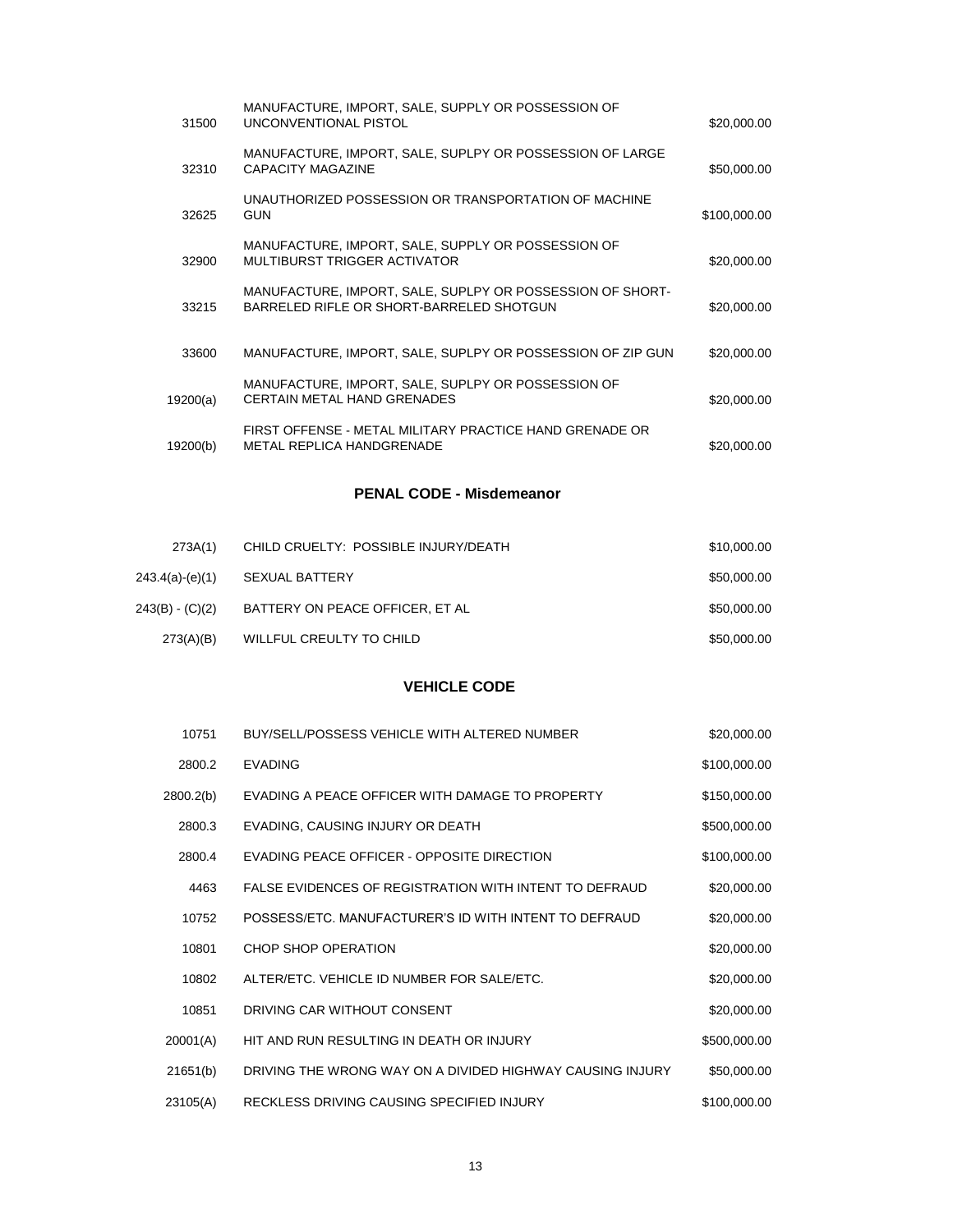| | | |
|---|---|---|
| 31500 | MANUFACTURE, IMPORT, SALE, SUPPLY OR POSSESSION OF UNCONVENTIONAL PISTOL | $20,000.00 |
| 32310 | MANUFACTURE, IMPORT, SALE, SUPLPY OR POSSESSION OF LARGE CAPACITY MAGAZINE | $50,000.00 |
| 32625 | UNAUTHORIZED POSSESSION OR TRANSPORTATION OF MACHINE GUN | $100,000.00 |
| 32900 | MANUFACTURE, IMPORT, SALE, SUPPLY OR POSSESSION OF MULTIBURST TRIGGER ACTIVATOR | $20,000.00 |
| 33215 | MANUFACTURE, IMPORT, SALE, SUPLPY OR POSSESSION OF SHORT-BARRELED RIFLE OR SHORT-BARRELED SHOTGUN | $20,000.00 |
| 33600 | MANUFACTURE, IMPORT, SALE, SUPLPY OR POSSESSION OF ZIP GUN | $20,000.00 |
| 19200(a) | MANUFACTURE, IMPORT, SALE, SUPLPY OR POSSESSION OF CERTAIN METAL HAND GRENADES | $20,000.00 |
| 19200(b) | FIRST OFFENSE - METAL MILITARY PRACTICE HAND GRENADE OR METAL REPLICA HANDGRENADE | $20,000.00 |

## PENAL CODE - Misdemeanor

| | | |
|---|---|---|
| 273A(1) | CHILD CRUELTY: POSSIBLE INJURY/DEATH | $10,000.00 |
| 243.4(a)-(e)(1) | SEXUAL BATTERY | $50,000.00 |
| 243(B) - (C)(2) | BATTERY ON PEACE OFFICER, ET AL | $50,000.00 |
| 273(A)(B) | WILLFUL CREULTY TO CHILD | $50,000.00 |

## VEHICLE CODE

| | | |
|---|---|---|
| 10751 | BUY/SELL/POSSESS VEHICLE WITH ALTERED NUMBER | $20,000.00 |
| 2800.2 | EVADING | $100,000.00 |
| 2800.2(b) | EVADING A PEACE OFFICER WITH DAMAGE TO PROPERTY | $150,000.00 |
| 2800.3 | EVADING, CAUSING INJURY OR DEATH | $500,000.00 |
| 2800.4 | EVADING PEACE OFFICER - OPPOSITE DIRECTION | $100,000.00 |
| 4463 | FALSE EVIDENCES OF REGISTRATION WITH INTENT TO DEFRAUD | $20,000.00 |
| 10752 | POSSESS/ETC. MANUFACTURER'S ID WITH INTENT TO DEFRAUD | $20,000.00 |
| 10801 | CHOP SHOP OPERATION | $20,000.00 |
| 10802 | ALTER/ETC. VEHICLE ID NUMBER FOR SALE/ETC. | $20,000.00 |
| 10851 | DRIVING CAR WITHOUT CONSENT | $20,000.00 |
| 20001(A) | HIT AND RUN RESULTING IN DEATH OR INJURY | $500,000.00 |
| 21651(b) | DRIVING THE WRONG WAY ON A DIVIDED HIGHWAY CAUSING INJURY | $50,000.00 |
| 23105(A) | RECKLESS DRIVING CAUSING SPECIFIED INJURY | $100,000.00 |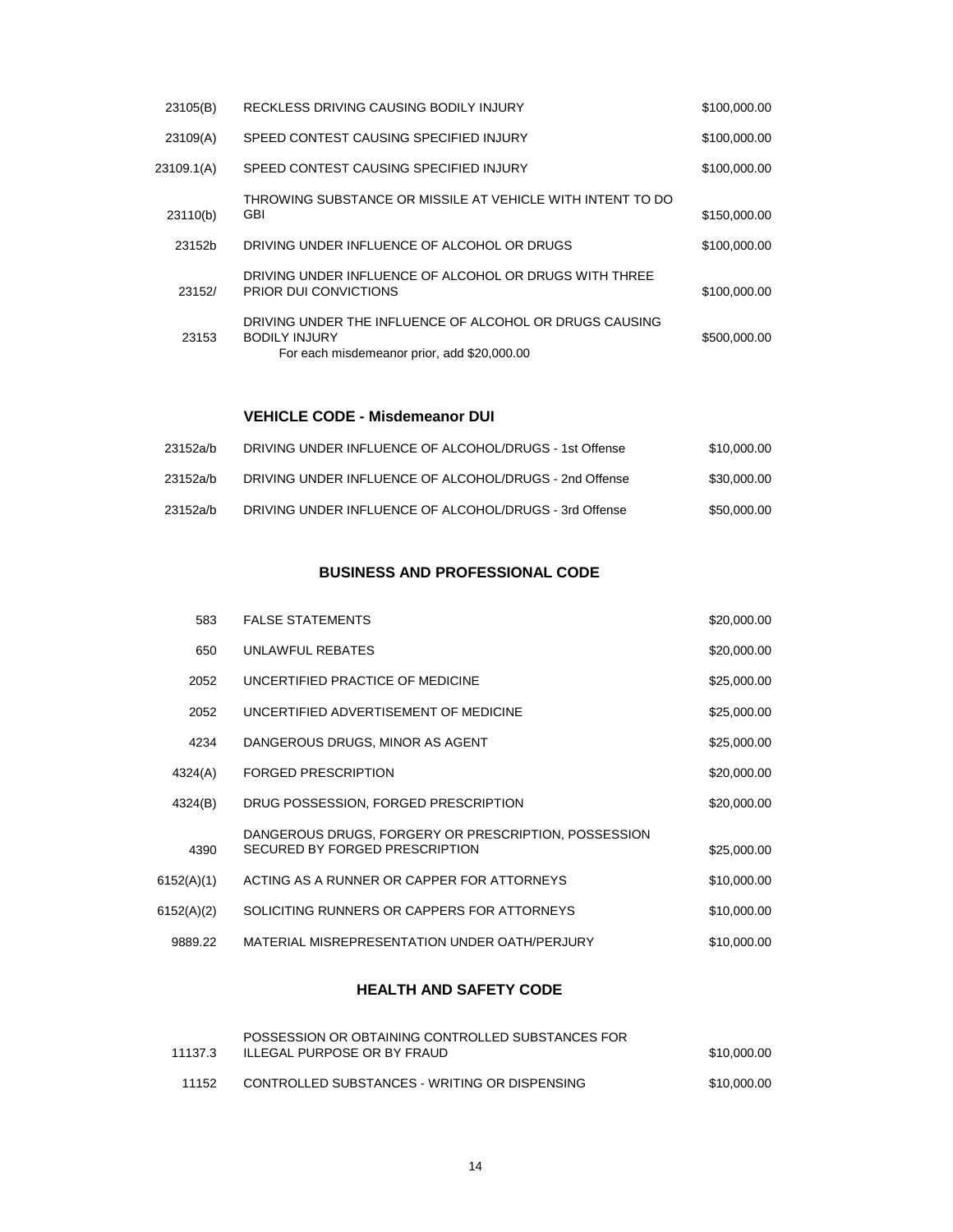| | | |
|---|---|---|
| 23105(B) | RECKLESS DRIVING CAUSING BODILY INJURY | $100,000.00 |
| 23109(A) | SPEED CONTEST CAUSING SPECIFIED INJURY | $100,000.00 |
| 23109.1(A) | SPEED CONTEST CAUSING SPECIFIED INJURY | $100,000.00 |
| 23110(b) | THROWING SUBSTANCE OR MISSILE AT VEHICLE WITH INTENT TO DO GBI | $150,000.00 |
| 23152b | DRIVING UNDER INFLUENCE OF ALCOHOL OR DRUGS | $100,000.00 |
| 23152/ | DRIVING UNDER INFLUENCE OF ALCOHOL OR DRUGS WITH THREE PRIOR DUI CONVICTIONS | $100,000.00 |
| 23153 | DRIVING UNDER THE INFLUENCE OF ALCOHOL OR DRUGS CAUSING BODILY INJURY<br>For each misdemeanor prior, add $20,000.00 | $500,000.00 |

### VEHICLE CODE - Misdemeanor DUI

| | | |
|---|---|---|
| 23152a/b | DRIVING UNDER INFLUENCE OF ALCOHOL/DRUGS - 1st Offense | $10,000.00 |
| 23152a/b | DRIVING UNDER INFLUENCE OF ALCOHOL/DRUGS - 2nd Offense | $30,000.00 |
| 23152a/b | DRIVING UNDER INFLUENCE OF ALCOHOL/DRUGS - 3rd Offense | $50,000.00 |

## BUSINESS AND PROFESSIONAL CODE

| | | |
|---|---|---|
| 583 | FALSE STATEMENTS | $20,000.00 |
| 650 | UNLAWFUL REBATES | $20,000.00 |
| 2052 | UNCERTIFIED PRACTICE OF MEDICINE | $25,000.00 |
| 2052 | UNCERTIFIED ADVERTISEMENT OF MEDICINE | $25,000.00 |
| 4234 | DANGEROUS DRUGS, MINOR AS AGENT | $25,000.00 |
| 4324(A) | FORGED PRESCRIPTION | $20,000.00 |
| 4324(B) | DRUG POSSESSION, FORGED PRESCRIPTION | $20,000.00 |
| 4390 | DANGEROUS DRUGS, FORGERY OR PRESCRIPTION, POSSESSION SECURED BY FORGED PRESCRIPTION | $25,000.00 |
| 6152(A)(1) | ACTING AS A RUNNER OR CAPPER FOR ATTORNEYS | $10,000.00 |
| 6152(A)(2) | SOLICITING RUNNERS OR CAPPERS FOR ATTORNEYS | $10,000.00 |
| 9889.22 | MATERIAL MISREPRESENTATION UNDER OATH/PERJURY | $10,000.00 |

## HEALTH AND SAFETY CODE

| | | |
|---|---|---|
| 11137.3 | POSSESSION OR OBTAINING CONTROLLED SUBSTANCES FOR ILLEGAL PURPOSE OR BY FRAUD | $10,000.00 |
| 11152 | CONTROLLED SUBSTANCES - WRITING OR DISPENSING | $10,000.00 |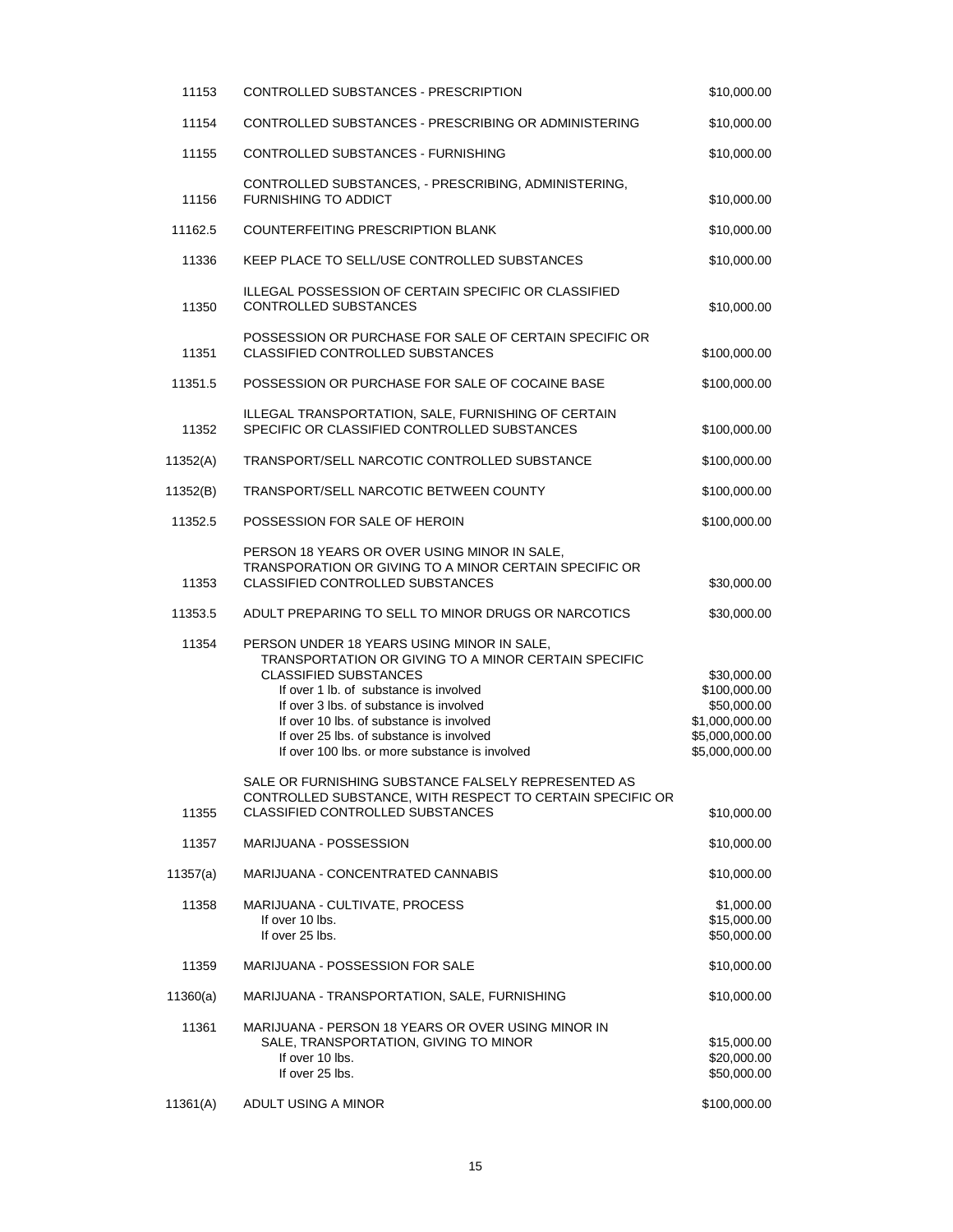| | | |
|---|---|---|
| 11153 | CONTROLLED SUBSTANCES - PRESCRIPTION | $10,000.00 |
| 11154 | CONTROLLED SUBSTANCES - PRESCRIBING OR ADMINISTERING | $10,000.00 |
| 11155 | CONTROLLED SUBSTANCES - FURNISHING | $10,000.00 |
| 11156 | CONTROLLED SUBSTANCES, - PRESCRIBING, ADMINISTERING, FURNISHING TO ADDICT | $10,000.00 |
| 11162.5 | COUNTERFEITING PRESCRIPTION BLANK | $10,000.00 |
| 11336 | KEEP PLACE TO SELL/USE CONTROLLED SUBSTANCES | $10,000.00 |
| 11350 | ILLEGAL POSSESSION OF CERTAIN SPECIFIC OR CLASSIFIED CONTROLLED SUBSTANCES | $10,000.00 |
| 11351 | POSSESSION OR PURCHASE FOR SALE OF CERTAIN SPECIFIC OR CLASSIFIED CONTROLLED SUBSTANCES | $100,000.00 |
| 11351.5 | POSSESSION OR PURCHASE FOR SALE OF COCAINE BASE | $100,000.00 |
| 11352 | ILLEGAL TRANSPORTATION, SALE, FURNISHING OF CERTAIN SPECIFIC OR CLASSIFIED CONTROLLED SUBSTANCES | $100,000.00 |
| 11352(A) | TRANSPORT/SELL NARCOTIC CONTROLLED SUBSTANCE | $100,000.00 |
| 11352(B) | TRANSPORT/SELL NARCOTIC BETWEEN COUNTY | $100,000.00 |
| 11352.5 | POSSESSION FOR SALE OF HEROIN | $100,000.00 |
| 11353 | PERSON 18 YEARS OR OVER USING MINOR IN SALE, TRANSPORATION OR GIVING TO A MINOR CERTAIN SPECIFIC OR CLASSIFIED CONTROLLED SUBSTANCES | $30,000.00 |
| 11353.5 | ADULT PREPARING TO SELL TO MINOR DRUGS OR NARCOTICS | $30,000.00 |
| 11354 | PERSON UNDER 18 YEARS USING MINOR IN SALE, TRANSPORTATION OR GIVING TO A MINOR CERTAIN SPECIFIC CLASSIFIED SUBSTANCES | $30,000.00 |
| | If over 1 lb. of substance is involved | $100,000.00 |
| | If over 3 lbs. of substance is involved | $50,000.00 |
| | If over 10 lbs. of substance is involved | $1,000,000.00 |
| | If over 25 lbs. of substance is involved | $5,000,000.00 |
| | If over 100 lbs. or more substance is involved | $5,000,000.00 |
| 11355 | SALE OR FURNISHING SUBSTANCE FALSELY REPRESENTED AS CONTROLLED SUBSTANCE, WITH RESPECT TO CERTAIN SPECIFIC OR CLASSIFIED CONTROLLED SUBSTANCES | $10,000.00 |
| 11357 | MARIJUANA - POSSESSION | $10,000.00 |
| 11357(a) | MARIJUANA - CONCENTRATED CANNABIS | $10,000.00 |
| 11358 | MARIJUANA - CULTIVATE, PROCESS | $1,000.00 |
| | If over 10 lbs. | $15,000.00 |
| | If over 25 lbs. | $50,000.00 |
| 11359 | MARIJUANA - POSSESSION FOR SALE | $10,000.00 |
| 11360(a) | MARIJUANA - TRANSPORTATION, SALE, FURNISHING | $10,000.00 |
| 11361 | MARIJUANA - PERSON 18 YEARS OR OVER USING MINOR IN SALE, TRANSPORTATION, GIVING TO MINOR | $15,000.00 |
| | If over 10 lbs. | $20,000.00 |
| | If over 25 lbs. | $50,000.00 |
| 11361(A) | ADULT USING A MINOR | $100,000.00 |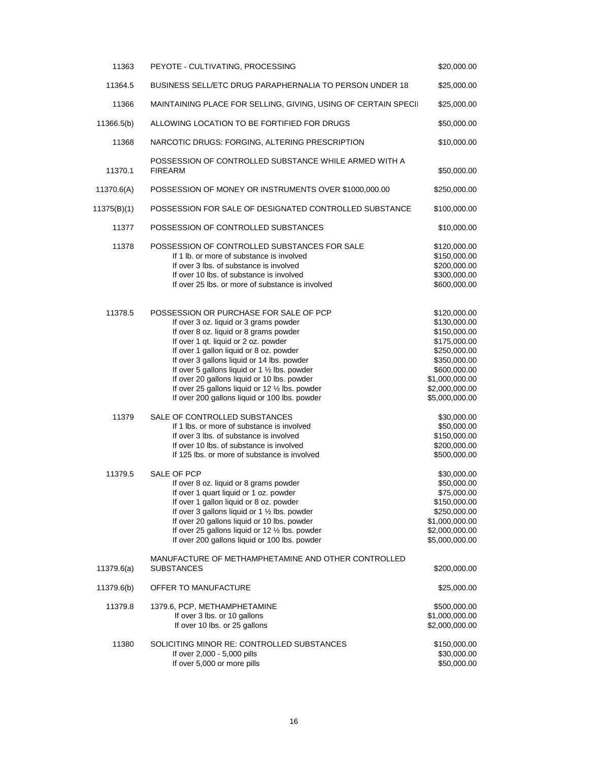| | | |
|---|---|---|
| 11363 | PEYOTE - CULTIVATING, PROCESSING | $20,000.00 |
| 11364.5 | BUSINESS SELL/ETC DRUG PARAPHERNALIA TO PERSON UNDER 18 | $25,000.00 |
| 11366 | MAINTAINING PLACE FOR SELLING, GIVING, USING OF CERTAIN SPECII | $25,000.00 |
| 11366.5(b) | ALLOWING LOCATION TO BE FORTIFIED FOR DRUGS | $50,000.00 |
| 11368 | NARCOTIC DRUGS: FORGING, ALTERING PRESCRIPTION | $10,000.00 |
| 11370.1 | POSSESSION OF CONTROLLED SUBSTANCE WHILE ARMED WITH A FIREARM | $50,000.00 |
| 11370.6(A) | POSSESSION OF MONEY OR INSTRUMENTS OVER $1000,000.00 | $250,000.00 |
| 11375(B)(1) | POSSESSION FOR SALE OF DESIGNATED CONTROLLED SUBSTANCE | $100,000.00 |
| 11377 | POSSESSION OF CONTROLLED SUBSTANCES | $10,000.00 |
| 11378 | POSSESSION OF CONTROLLED SUBSTANCES FOR SALE | $120,000.00 |
| | If 1 lb. or more of substance is involved | $150,000.00 |
| | If over 3 lbs. of substance is involved | $200,000.00 |
| | If over 10 lbs. of substance is involved | $300,000.00 |
| | If over 25 lbs. or more of substance is involved | $600,000.00 |
| 11378.5 | POSSESSION OR PURCHASE FOR SALE OF PCP | $120,000.00 |
| | If over 3 oz. liquid or 3 grams powder | $130,000.00 |
| | If over 8 oz. liquid or 8 grams powder | $150,000.00 |
| | If over 1 qt. liquid or 2 oz. powder | $175,000.00 |
| | If over 1 gallon liquid or 8 oz. powder | $250,000.00 |
| | If over 3 gallons liquid or 14 lbs. powder | $350,000.00 |
| | If over 5 gallons liquid or 1 ½ lbs. powder | $600,000.00 |
| | If over 20 gallons liquid or 10 lbs. powder | $1,000,000.00 |
| | If over 25 gallons liquid or 12 ½ lbs. powder | $2,000,000.00 |
| | If over 200 gallons liquid or 100 lbs. powder | $5,000,000.00 |
| 11379 | SALE OF CONTROLLED SUBSTANCES | $30,000.00 |
| | If 1 lbs. or more of substance is involved | $50,000.00 |
| | If over 3 lbs. of substance is involved | $150,000.00 |
| | If over 10 lbs. of substance is involved | $200,000.00 |
| | If 125 lbs. or more of substance is involved | $500,000.00 |
| 11379.5 | SALE OF PCP | $30,000.00 |
| | If over 8 oz. liquid or 8 grams powder | $50,000.00 |
| | If over 1 quart liquid or 1 oz. powder | $75,000.00 |
| | If over 1 gallon liquid or 8 oz. powder | $150,000.00 |
| | If over 3 gallons liquid or 1 ½ lbs. powder | $250,000.00 |
| | If over 20 gallons liquid or 10 lbs. powder | $1,000,000.00 |
| | If over 25 gallons liquid or 12 ½ lbs. powder | $2,000,000.00 |
| | If over 200 gallons liquid or 100 lbs. powder | $5,000,000.00 |
| 11379.6(a) | MANUFACTURE OF METHAMPHETAMINE AND OTHER CONTROLLED SUBSTANCES | $200,000.00 |
| 11379.6(b) | OFFER TO MANUFACTURE | $25,000.00 |
| 11379.8 | 1379.6, PCP, METHAMPHETAMINE | $500,000.00 |
| | If over 3 lbs. or 10 gallons | $1,000,000.00 |
| | If over 10 lbs. or 25 gallons | $2,000,000.00 |
| 11380 | SOLICITING MINOR RE: CONTROLLED SUBSTANCES | $150,000.00 |
| | If over 2,000 - 5,000 pills | $30,000.00 |
| | If over 5,000 or more pills | $50,000.00 |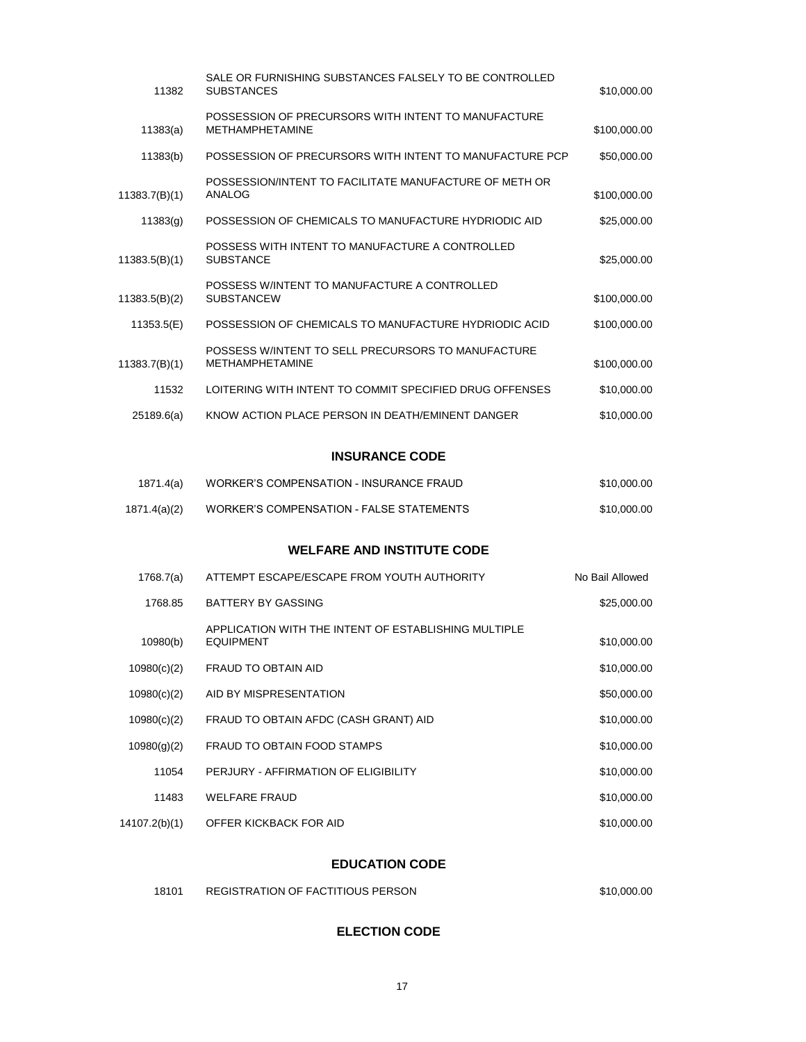| | | |
|---|---|---|
| 11382 | SALE OR FURNISHING SUBSTANCES FALSELY TO BE CONTROLLED SUBSTANCES | $10,000.00 |
| 11383(a) | POSSESSION OF PRECURSORS WITH INTENT TO MANUFACTURE METHAMPHETAMINE | $100,000.00 |
| 11383(b) | POSSESSION OF PRECURSORS WITH INTENT TO MANUFACTURE PCP | $50,000.00 |
| 11383.7(B)(1) | POSSESSION/INTENT TO FACILITATE MANUFACTURE OF METH OR ANALOG | $100,000.00 |
| 11383(g) | POSSESSION OF CHEMICALS TO MANUFACTURE HYDRIODIC AID | $25,000.00 |
| 11383.5(B)(1) | POSSESS WITH INTENT TO MANUFACTURE A CONTROLLED SUBSTANCE | $25,000.00 |
| 11383.5(B)(2) | POSSESS W/INTENT TO MANUFACTURE A CONTROLLED SUBSTANCEW | $100,000.00 |
| 11353.5(E) | POSSESSION OF CHEMICALS TO MANUFACTURE HYDRIODIC ACID | $100,000.00 |
| 11383.7(B)(1) | POSSESS W/INTENT TO SELL PRECURSORS TO MANUFACTURE METHAMPHETAMINE | $100,000.00 |
| 11532 | LOITERING WITH INTENT TO COMMIT SPECIFIED DRUG OFFENSES | $10,000.00 |
| 25189.6(a) | KNOW ACTION PLACE PERSON IN DEATH/EMINENT DANGER | $10,000.00 |

## INSURANCE CODE

| | | |
|---|---|---|
| 1871.4(a) | WORKER'S COMPENSATION - INSURANCE FRAUD | $10,000.00 |
| 1871.4(a)(2) | WORKER'S COMPENSATION - FALSE STATEMENTS | $10,000.00 |

## WELFARE AND INSTITUTE CODE

| | | |
|---|---|---|
| 1768.7(a) | ATTEMPT ESCAPE/ESCAPE FROM YOUTH AUTHORITY | No Bail Allowed |
| 1768.85 | BATTERY BY GASSING | $25,000.00 |
| 10980(b) | APPLICATION WITH THE INTENT OF ESTABLISHING MULTIPLE EQUIPMENT | $10,000.00 |
| 10980(c)(2) | FRAUD TO OBTAIN AID | $10,000.00 |
| 10980(c)(2) | AID BY MISPRESENTATION | $50,000.00 |
| 10980(c)(2) | FRAUD TO OBTAIN AFDC (CASH GRANT) AID | $10,000.00 |
| 10980(g)(2) | FRAUD TO OBTAIN FOOD STAMPS | $10,000.00 |
| 11054 | PERJURY - AFFIRMATION OF ELIGIBILITY | $10,000.00 |
| 11483 | WELFARE FRAUD | $10,000.00 |
| 14107.2(b)(1) | OFFER KICKBACK FOR AID | $10,000.00 |

## EDUCATION CODE

| | | |
|---|---|---|
| 18101 | REGISTRATION OF FACTITIOUS PERSON | $10,000.00 |

## ELECTION CODE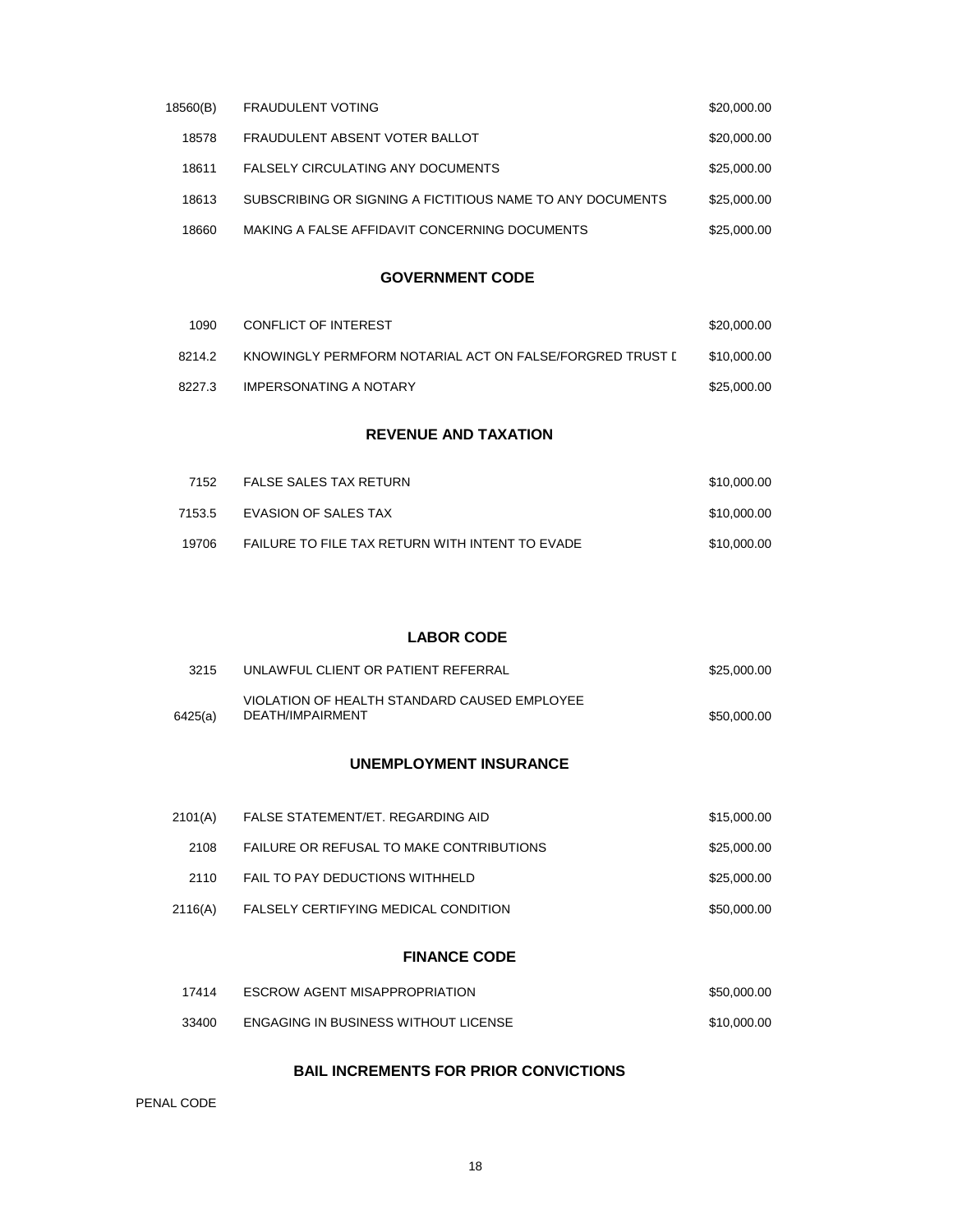| | | |
|---|---|---|
| 18560(B) | FRAUDULENT VOTING | $20,000.00 |
| 18578 | FRAUDULENT ABSENT VOTER BALLOT | $20,000.00 |
| 18611 | FALSELY CIRCULATING ANY DOCUMENTS | $25,000.00 |
| 18613 | SUBSCRIBING OR SIGNING A FICTITIOUS NAME TO ANY DOCUMENTS | $25,000.00 |
| 18660 | MAKING A FALSE AFFIDAVIT CONCERNING DOCUMENTS | $25,000.00 |

## GOVERNMENT CODE

| | | |
|---|---|---|
| 1090 | CONFLICT OF INTEREST | $20,000.00 |
| 8214.2 | KNOWINGLY PERMFORM NOTARIAL ACT ON FALSE/FORGRED TRUST I | $10,000.00 |
| 8227.3 | IMPERSONATING A NOTARY | $25,000.00 |

## REVENUE AND TAXATION

| | | |
|---|---|---|
| 7152 | FALSE SALES TAX RETURN | $10,000.00 |
| 7153.5 | EVASION OF SALES TAX | $10,000.00 |
| 19706 | FAILURE TO FILE TAX RETURN WITH INTENT TO EVADE | $10,000.00 |

## LABOR CODE

| | | |
|---|---|---|
| 3215 | UNLAWFUL CLIENT OR PATIENT REFERRAL | $25,000.00 |
| 6425(a) | VIOLATION OF HEALTH STANDARD CAUSED EMPLOYEE DEATH/IMPAIRMENT | $50,000.00 |

## UNEMPLOYMENT INSURANCE

| | | |
|---|---|---|
| 2101(A) | FALSE STATEMENT/ET. REGARDING AID | $15,000.00 |
| 2108 | FAILURE OR REFUSAL TO MAKE CONTRIBUTIONS | $25,000.00 |
| 2110 | FAIL TO PAY DEDUCTIONS WITHHELD | $25,000.00 |
| 2116(A) | FALSELY CERTIFYING MEDICAL CONDITION | $50,000.00 |

## FINANCE CODE

| | | |
|---|---|---|
| 17414 | ESCROW AGENT MISAPPROPRIATION | $50,000.00 |
| 33400 | ENGAGING IN BUSINESS WITHOUT LICENSE | $10,000.00 |

## BAIL INCREMENTS FOR PRIOR CONVICTIONS

PENAL CODE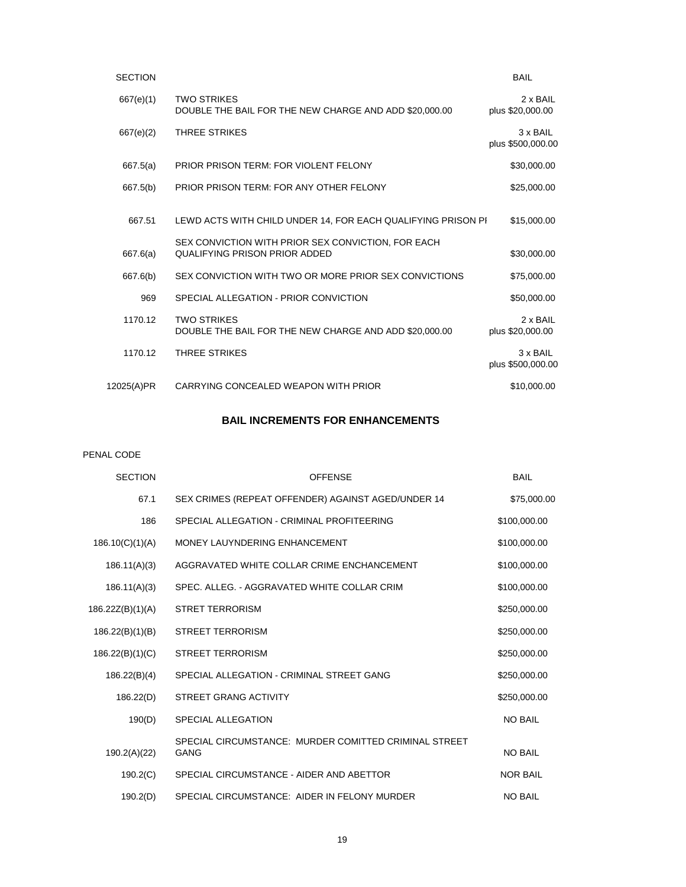| SECTION | | BAIL |
|---|---|---|
| 667(e)(1) | TWO STRIKES<br>DOUBLE THE BAIL FOR THE NEW CHARGE AND ADD $20,000.00 | 2 x BAIL<br>plus $20,000.00 |
| 667(e)(2) | THREE STRIKES | 3 x BAIL<br>plus $500,000.00 |
| 667.5(a) | PRIOR PRISON TERM: FOR VIOLENT FELONY | $30,000.00 |
| 667.5(b) | PRIOR PRISON TERM: FOR ANY OTHER FELONY | $25,000.00 |
| 667.51 | LEWD ACTS WITH CHILD UNDER 14, FOR EACH QUALIFYING PRISON PI | $15,000.00 |
| 667.6(a) | SEX CONVICTION WITH PRIOR SEX CONVICTION, FOR EACH QUALIFYING PRISON PRIOR ADDED | $30,000.00 |
| 667.6(b) | SEX CONVICTION WITH TWO OR MORE PRIOR SEX CONVICTIONS | $75,000.00 |
| 969 | SPECIAL ALLEGATION - PRIOR CONVICTION | $50,000.00 |
| 1170.12 | TWO STRIKES<br>DOUBLE THE BAIL FOR THE NEW CHARGE AND ADD $20,000.00 | 2 x BAIL<br>plus $20,000.00 |
| 1170.12 | THREE STRIKES | 3 x BAIL<br>plus $500,000.00 |
| 12025(A)PR | CARRYING CONCEALED WEAPON WITH PRIOR | $10,000.00 |

## BAIL INCREMENTS FOR ENHANCEMENTS

PENAL CODE

| SECTION | OFFENSE | BAIL |
|---|---|---|
| 67.1 | SEX CRIMES (REPEAT OFFENDER) AGAINST AGED/UNDER 14 | $75,000.00 |
| 186 | SPECIAL ALLEGATION - CRIMINAL PROFITEERING | $100,000.00 |
| 186.10(C)(1)(A) | MONEY LAUYNDERING ENHANCEMENT | $100,000.00 |
| 186.11(A)(3) | AGGRAVATED WHITE COLLAR CRIME ENCHANCEMENT | $100,000.00 |
| 186.11(A)(3) | SPEC. ALLEG. - AGGRAVATED WHITE COLLAR CRIM | $100,000.00 |
| 186.22Z(B)(1)(A) | STRET TERRORISM | $250,000.00 |
| 186.22(B)(1)(B) | STREET TERRORISM | $250,000.00 |
| 186.22(B)(1)(C) | STREET TERRORISM | $250,000.00 |
| 186.22(B)(4) | SPECIAL ALLEGATION - CRIMINAL STREET GANG | $250,000.00 |
| 186.22(D) | STREET GRANG ACTIVITY | $250,000.00 |
| 190(D) | SPECIAL ALLEGATION | NO BAIL |
| 190.2(A)(22) | SPECIAL CIRCUMSTANCE: MURDER COMITTED CRIMINAL STREET GANG | NO BAIL |
| 190.2(C) | SPECIAL CIRCUMSTANCE - AIDER AND ABETTOR | NOR BAIL |
| 190.2(D) | SPECIAL CIRCUMSTANCE: AIDER IN FELONY MURDER | NO BAIL |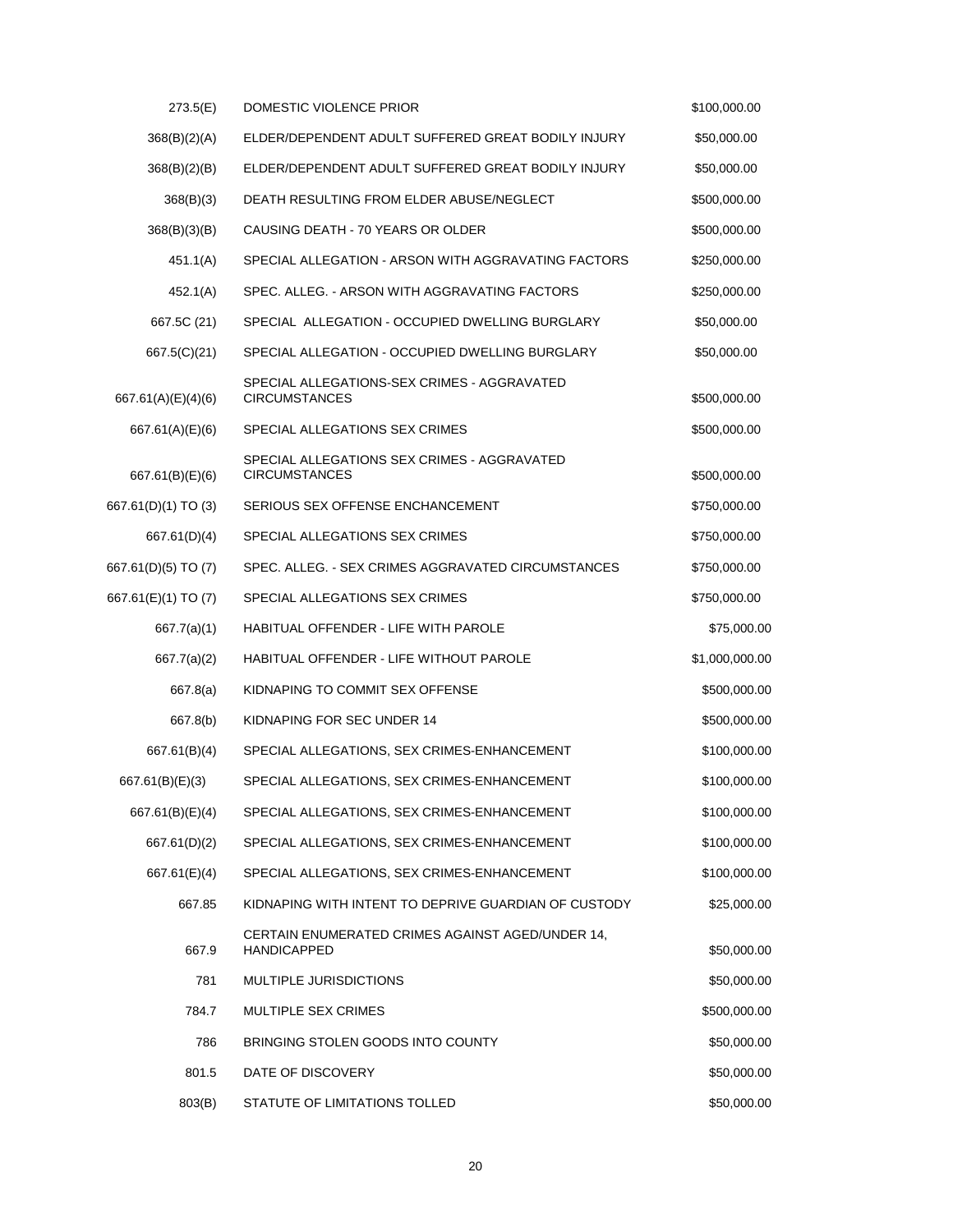| | | |
|---|---|---|
| 273.5(E) | DOMESTIC VIOLENCE PRIOR | $100,000.00 |
| 368(B)(2)(A) | ELDER/DEPENDENT ADULT SUFFERED GREAT BODILY INJURY | $50,000.00 |
| 368(B)(2)(B) | ELDER/DEPENDENT ADULT SUFFERED GREAT BODILY INJURY | $50,000.00 |
| 368(B)(3) | DEATH RESULTING FROM ELDER ABUSE/NEGLECT | $500,000.00 |
| 368(B)(3)(B) | CAUSING DEATH - 70 YEARS OR OLDER | $500,000.00 |
| 451.1(A) | SPECIAL ALLEGATION - ARSON WITH AGGRAVATING FACTORS | $250,000.00 |
| 452.1(A) | SPEC. ALLEG. - ARSON WITH AGGRAVATING FACTORS | $250,000.00 |
| 667.5C (21) | SPECIAL ALLEGATION - OCCUPIED DWELLING BURGLARY | $50,000.00 |
| 667.5(C)(21) | SPECIAL ALLEGATION - OCCUPIED DWELLING BURGLARY | $50,000.00 |
| 667.61(A)(E)(4)(6) | SPECIAL ALLEGATIONS-SEX CRIMES - AGGRAVATED CIRCUMSTANCES | $500,000.00 |
| 667.61(A)(E)(6) | SPECIAL ALLEGATIONS SEX CRIMES | $500,000.00 |
| 667.61(B)(E)(6) | SPECIAL ALLEGATIONS SEX CRIMES - AGGRAVATED CIRCUMSTANCES | $500,000.00 |
| 667.61(D)(1) TO (3) | SERIOUS SEX OFFENSE ENCHANCEMENT | $750,000.00 |
| 667.61(D)(4) | SPECIAL ALLEGATIONS SEX CRIMES | $750,000.00 |
| 667.61(D)(5) TO (7) | SPEC. ALLEG. - SEX CRIMES AGGRAVATED CIRCUMSTANCES | $750,000.00 |
| 667.61(E)(1) TO (7) | SPECIAL ALLEGATIONS SEX CRIMES | $750,000.00 |
| 667.7(a)(1) | HABITUAL OFFENDER - LIFE WITH PAROLE | $75,000.00 |
| 667.7(a)(2) | HABITUAL OFFENDER - LIFE WITHOUT PAROLE | $1,000,000.00 |
| 667.8(a) | KIDNAPING TO COMMIT SEX OFFENSE | $500,000.00 |
| 667.8(b) | KIDNAPING FOR SEC UNDER 14 | $500,000.00 |
| 667.61(B)(4) | SPECIAL ALLEGATIONS, SEX CRIMES-ENHANCEMENT | $100,000.00 |
| 667.61(B)(E)(3) | SPECIAL ALLEGATIONS, SEX CRIMES-ENHANCEMENT | $100,000.00 |
| 667.61(B)(E)(4) | SPECIAL ALLEGATIONS, SEX CRIMES-ENHANCEMENT | $100,000.00 |
| 667.61(D)(2) | SPECIAL ALLEGATIONS, SEX CRIMES-ENHANCEMENT | $100,000.00 |
| 667.61(E)(4) | SPECIAL ALLEGATIONS, SEX CRIMES-ENHANCEMENT | $100,000.00 |
| 667.85 | KIDNAPING WITH INTENT TO DEPRIVE GUARDIAN OF CUSTODY | $25,000.00 |
| 667.9 | CERTAIN ENUMERATED CRIMES AGAINST AGED/UNDER 14, HANDICAPPED | $50,000.00 |
| 781 | MULTIPLE JURISDICTIONS | $50,000.00 |
| 784.7 | MULTIPLE SEX CRIMES | $500,000.00 |
| 786 | BRINGING STOLEN GOODS INTO COUNTY | $50,000.00 |
| 801.5 | DATE OF DISCOVERY | $50,000.00 |
| 803(B) | STATUTE OF LIMITATIONS TOLLED | $50,000.00 |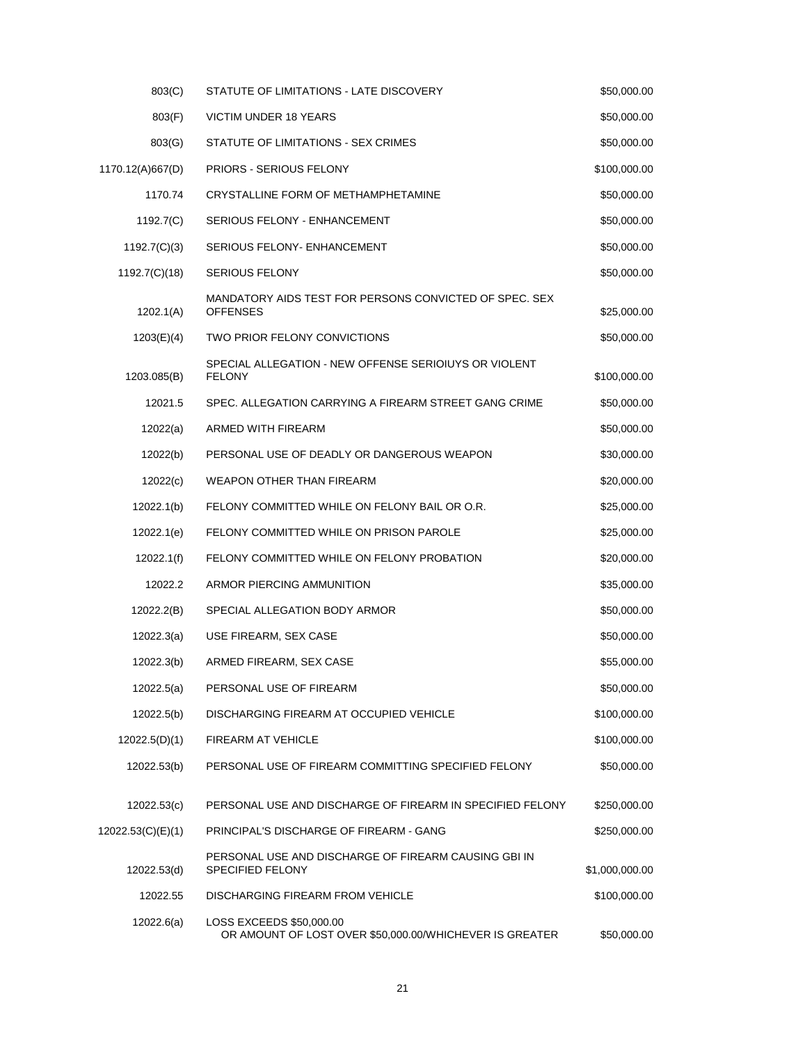| | | |
|---|---|---|
| 803(C) | STATUTE OF LIMITATIONS - LATE DISCOVERY | $50,000.00 |
| 803(F) | VICTIM UNDER 18 YEARS | $50,000.00 |
| 803(G) | STATUTE OF LIMITATIONS - SEX CRIMES | $50,000.00 |
| 1170.12(A)667(D) | PRIORS - SERIOUS FELONY | $100,000.00 |
| 1170.74 | CRYSTALLINE FORM OF METHAMPHETAMINE | $50,000.00 |
| 1192.7(C) | SERIOUS FELONY - ENHANCEMENT | $50,000.00 |
| 1192.7(C)(3) | SERIOUS FELONY- ENHANCEMENT | $50,000.00 |
| 1192.7(C)(18) | SERIOUS FELONY | $50,000.00 |
| 1202.1(A) | MANDATORY AIDS TEST FOR PERSONS CONVICTED OF SPEC. SEX OFFENSES | $25,000.00 |
| 1203(E)(4) | TWO PRIOR FELONY CONVICTIONS | $50,000.00 |
| 1203.085(B) | SPECIAL ALLEGATION - NEW OFFENSE SERIOIUYS OR VIOLENT FELONY | $100,000.00 |
| 12021.5 | SPEC. ALLEGATION CARRYING A FIREARM STREET GANG CRIME | $50,000.00 |
| 12022(a) | ARMED WITH FIREARM | $50,000.00 |
| 12022(b) | PERSONAL USE OF DEADLY OR DANGEROUS WEAPON | $30,000.00 |
| 12022(c) | WEAPON OTHER THAN FIREARM | $20,000.00 |
| 12022.1(b) | FELONY COMMITTED WHILE ON FELONY BAIL OR O.R. | $25,000.00 |
| 12022.1(e) | FELONY COMMITTED WHILE ON PRISON PAROLE | $25,000.00 |
| 12022.1(f) | FELONY COMMITTED WHILE ON FELONY PROBATION | $20,000.00 |
| 12022.2 | ARMOR PIERCING AMMUNITION | $35,000.00 |
| 12022.2(B) | SPECIAL ALLEGATION BODY ARMOR | $50,000.00 |
| 12022.3(a) | USE FIREARM, SEX CASE | $50,000.00 |
| 12022.3(b) | ARMED FIREARM, SEX CASE | $55,000.00 |
| 12022.5(a) | PERSONAL USE OF FIREARM | $50,000.00 |
| 12022.5(b) | DISCHARGING FIREARM AT OCCUPIED VEHICLE | $100,000.00 |
| 12022.5(D)(1) | FIREARM AT VEHICLE | $100,000.00 |
| 12022.53(b) | PERSONAL USE OF FIREARM COMMITTING SPECIFIED FELONY | $50,000.00 |
| 12022.53(c) | PERSONAL USE AND DISCHARGE OF FIREARM IN SPECIFIED FELONY | $250,000.00 |
| 12022.53(C)(E)(1) | PRINCIPAL'S DISCHARGE OF FIREARM - GANG | $250,000.00 |
| 12022.53(d) | PERSONAL USE AND DISCHARGE OF FIREARM CAUSING GBI IN SPECIFIED FELONY | $1,000,000.00 |
| 12022.55 | DISCHARGING FIREARM FROM VEHICLE | $100,000.00 |
| 12022.6(a) | LOSS EXCEEDS $50,000.00 OR AMOUNT OF LOST OVER $50,000.00/WHICHEVER IS GREATER | $50,000.00 |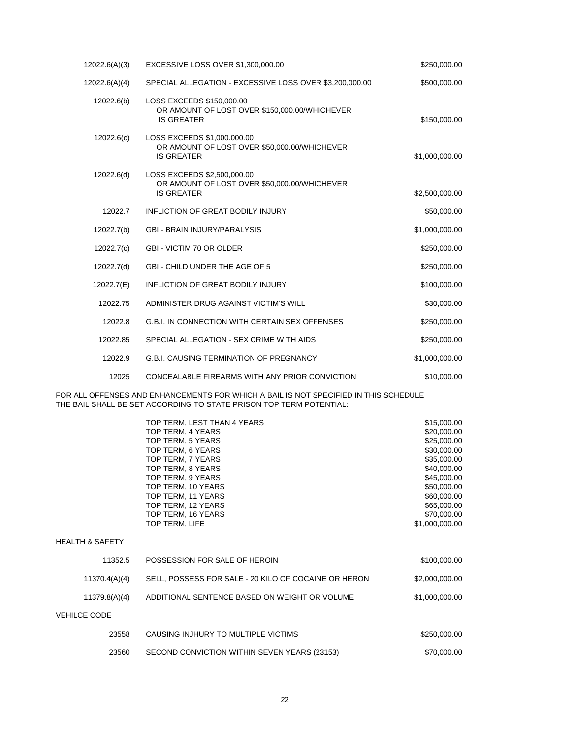| | | |
|---|---|---|
| 12022.6(A)(3) | EXCESSIVE LOSS OVER $1,300,000.00 | $250,000.00 |
| 12022.6(A)(4) | SPECIAL ALLEGATION - EXCESSIVE LOSS OVER $3,200,000.00 | $500,000.00 |
| 12022.6(b) | LOSS EXCEEDS $150,000.00 OR AMOUNT OF LOST OVER $150,000.00/WHICHEVER IS GREATER | $150,000.00 |
| 12022.6(c) | LOSS EXCEEDS $1,000.000.00 OR AMOUNT OF LOST OVER $50,000.00/WHICHEVER IS GREATER | $1,000,000.00 |
| 12022.6(d) | LOSS EXCEEDS $2,500,000.00 OR AMOUNT OF LOST OVER $50,000.00/WHICHEVER IS GREATER | $2,500,000.00 |
| 12022.7 | INFLICTION OF GREAT BODILY INJURY | $50,000.00 |
| 12022.7(b) | GBI - BRAIN INJURY/PARALYSIS | $1,000,000.00 |
| 12022.7(c) | GBI - VICTIM 70 OR OLDER | $250,000.00 |
| 12022.7(d) | GBI - CHILD UNDER THE AGE OF 5 | $250,000.00 |
| 12022.7(E) | INFLICTION OF GREAT BODILY INJURY | $100,000.00 |
| 12022.75 | ADMINISTER DRUG AGAINST VICTIM'S WILL | $30,000.00 |
| 12022.8 | G.B.I. IN CONNECTION WITH CERTAIN SEX OFFENSES | $250,000.00 |
| 12022.85 | SPECIAL ALLEGATION - SEX CRIME WITH AIDS | $250,000.00 |
| 12022.9 | G.B.I. CAUSING TERMINATION OF PREGNANCY | $1,000,000.00 |
| 12025 | CONCEALABLE FIREARMS WITH ANY PRIOR CONVICTION | $10,000.00 |

FOR ALL OFFENSES AND ENHANCEMENTS FOR WHICH A BAIL IS NOT SPECIFIED IN THIS SCHEDULE THE BAIL SHALL BE SET ACCORDING TO STATE PRISON TOP TERM POTENTIAL:

| | |
|---|---|
| TOP TERM, LEST THAN 4 YEARS | $15,000.00 |
| TOP TERM, 4 YEARS | $20,000.00 |
| TOP TERM, 5 YEARS | $25,000.00 |
| TOP TERM, 6 YEARS | $30,000.00 |
| TOP TERM, 7 YEARS | $35,000.00 |
| TOP TERM, 8 YEARS | $40,000.00 |
| TOP TERM, 9 YEARS | $45,000.00 |
| TOP TERM, 10 YEARS | $50,000.00 |
| TOP TERM, 11 YEARS | $60,000.00 |
| TOP TERM, 12 YEARS | $65,000.00 |
| TOP TERM, 16 YEARS | $70,000.00 |
| TOP TERM, LIFE | $1,000,000.00 |

HEALTH & SAFETY

| | | |
|---|---|---|
| 11352.5 | POSSESSION FOR SALE OF HEROIN | $100,000.00 |
| 11370.4(A)(4) | SELL, POSSESS FOR SALE - 20 KILO OF COCAINE OR HERON | $2,000,000.00 |
| 11379.8(A)(4) | ADDITIONAL SENTENCE BASED ON WEIGHT OR VOLUME | $1,000,000.00 |

VEHILCE CODE

| | | |
|---|---|---|
| 23558 | CAUSING INJHURY TO MULTIPLE VICTIMS | $250,000.00 |
| 23560 | SECOND CONVICTION WITHIN SEVEN YEARS (23153) | $70,000.00 |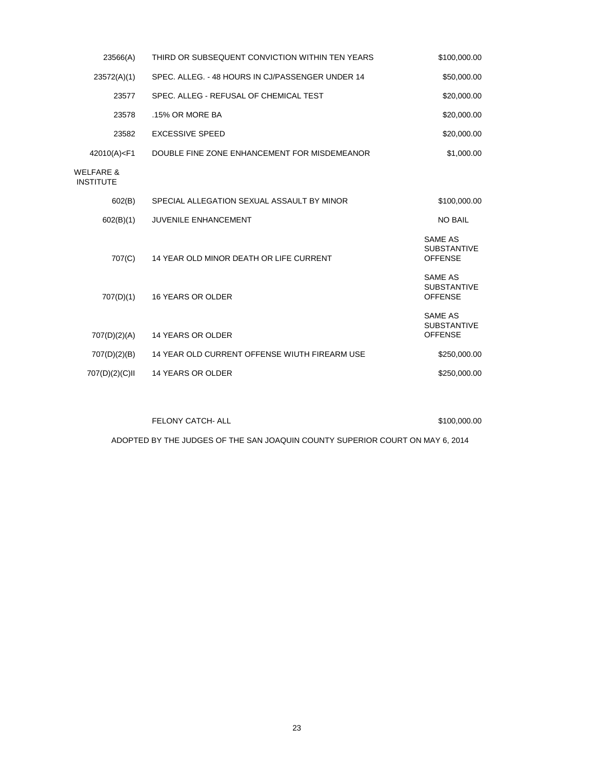| | | |
|---|---|---|
| 23566(A) | THIRD OR SUBSEQUENT CONVICTION WITHIN TEN YEARS | $100,000.00 |
| 23572(A)(1) | SPEC. ALLEG. - 48 HOURS IN CJ/PASSENGER UNDER 14 | $50,000.00 |
| 23577 | SPEC. ALLEG - REFUSAL OF CHEMICAL TEST | $20,000.00 |
| 23578 | .15% OR MORE BA | $20,000.00 |
| 23582 | EXCESSIVE SPEED | $20,000.00 |
| 42010(A)<F1 | DOUBLE FINE ZONE ENHANCEMENT FOR MISDEMEANOR | $1,000.00 |
| WELFARE & INSTITUTE | | |
| 602(B) | SPECIAL ALLEGATION SEXUAL ASSAULT BY MINOR | $100,000.00 |
| 602(B)(1) | JUVENILE ENHANCEMENT | NO BAIL |
| 707(C) | 14 YEAR OLD MINOR DEATH OR LIFE CURRENT | SAME AS SUBSTANTIVE OFFENSE |
| 707(D)(1) | 16 YEARS OR OLDER | SAME AS SUBSTANTIVE OFFENSE |
| 707(D)(2)(A) | 14 YEARS OR OLDER | SAME AS SUBSTANTIVE OFFENSE |
| 707(D)(2)(B) | 14 YEAR OLD CURRENT OFFENSE WIUTH FIREARM USE | $250,000.00 |
| 707(D)(2)(C)II | 14 YEARS OR OLDER | $250,000.00 |
| | FELONY CATCH- ALL | $100,000.00 |

ADOPTED BY THE JUDGES OF THE SAN JOAQUIN COUNTY SUPERIOR COURT ON MAY 6, 2014